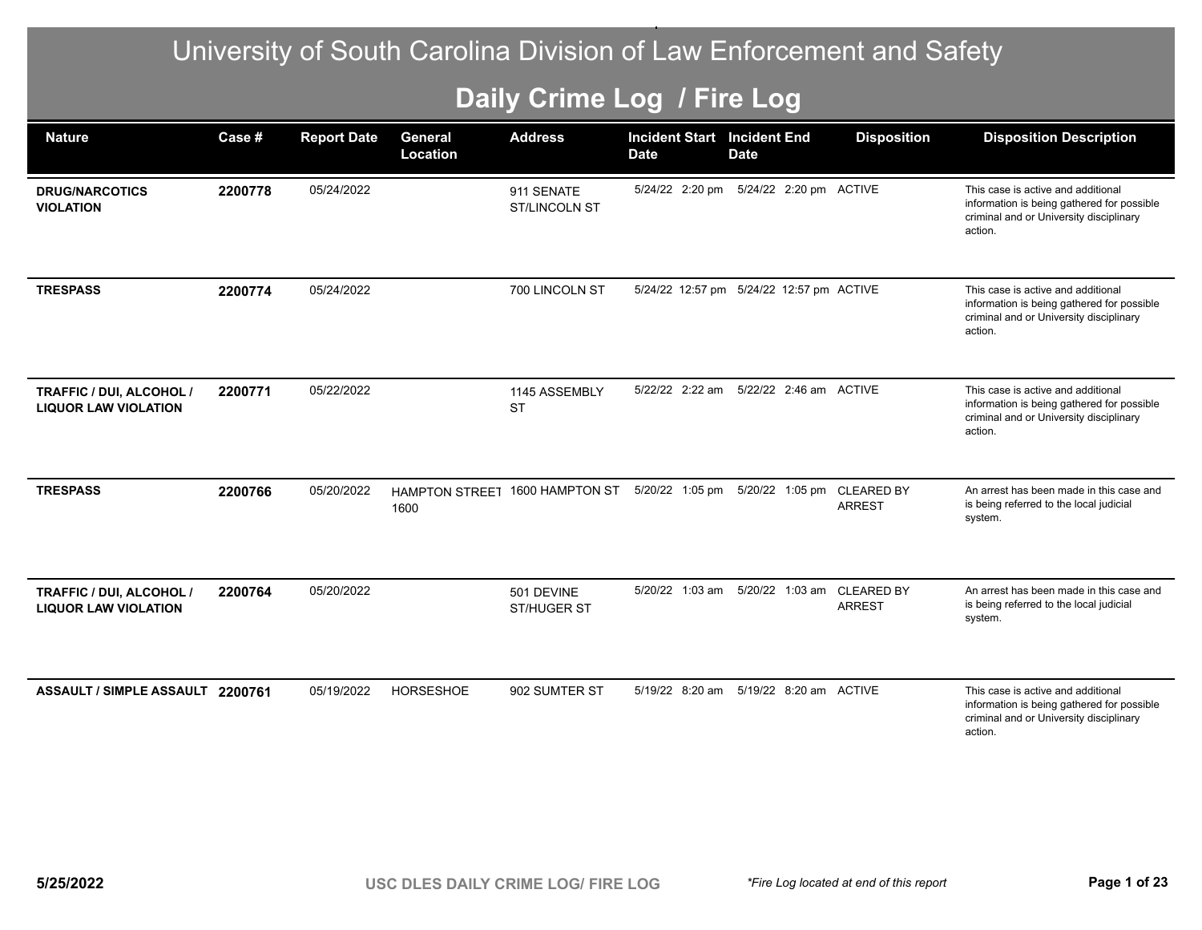# University of South Carolina Division of Law Enforcement and Safety

## Daily Crime Log / Fire Log

| Nature | Case # | Report Date | General Location | Address | Incident Start Date | Incident End Date | Disposition | Disposition Description |
|---|---|---|---|---|---|---|---|---|
| **DRUG/NARCOTICS VIOLATION** | **2200778** | 05/24/2022 | | 911 SENATE ST/LINCOLN ST | 5/24/22 2:20 pm | 5/24/22 2:20 pm | ACTIVE | This case is active and additional information is being gathered for possible criminal and or University disciplinary action. |
| **TRESPASS** | **2200774** | 05/24/2022 | | 700 LINCOLN ST | 5/24/22 12:57 pm | 5/24/22 12:57 pm | ACTIVE | This case is active and additional information is being gathered for possible criminal and or University disciplinary action. |
| **TRAFFIC / DUI, ALCOHOL / LIQUOR LAW VIOLATION** | **2200771** | 05/22/2022 | | 1145 ASSEMBLY ST | 5/22/22 2:22 am | 5/22/22 2:46 am | ACTIVE | This case is active and additional information is being gathered for possible criminal and or University disciplinary action. |
| **TRESPASS** | **2200766** | 05/20/2022 | HAMPTON STREET 1600 | 1600 HAMPTON ST | 5/20/22 1:05 pm | 5/20/22 1:05 pm | CLEARED BY ARREST | An arrest has been made in this case and is being referred to the local judicial system. |
| **TRAFFIC / DUI, ALCOHOL / LIQUOR LAW VIOLATION** | **2200764** | 05/20/2022 | | 501 DEVINE ST/HUGER ST | 5/20/22 1:03 am | 5/20/22 1:03 am | CLEARED BY ARREST | An arrest has been made in this case and is being referred to the local judicial system. |
| **ASSAULT / SIMPLE ASSAULT** | **2200761** | 05/19/2022 | HORSESHOE | 902 SUMTER ST | 5/19/22 8:20 am | 5/19/22 8:20 am | ACTIVE | This case is active and additional information is being gathered for possible criminal and or University disciplinary action. |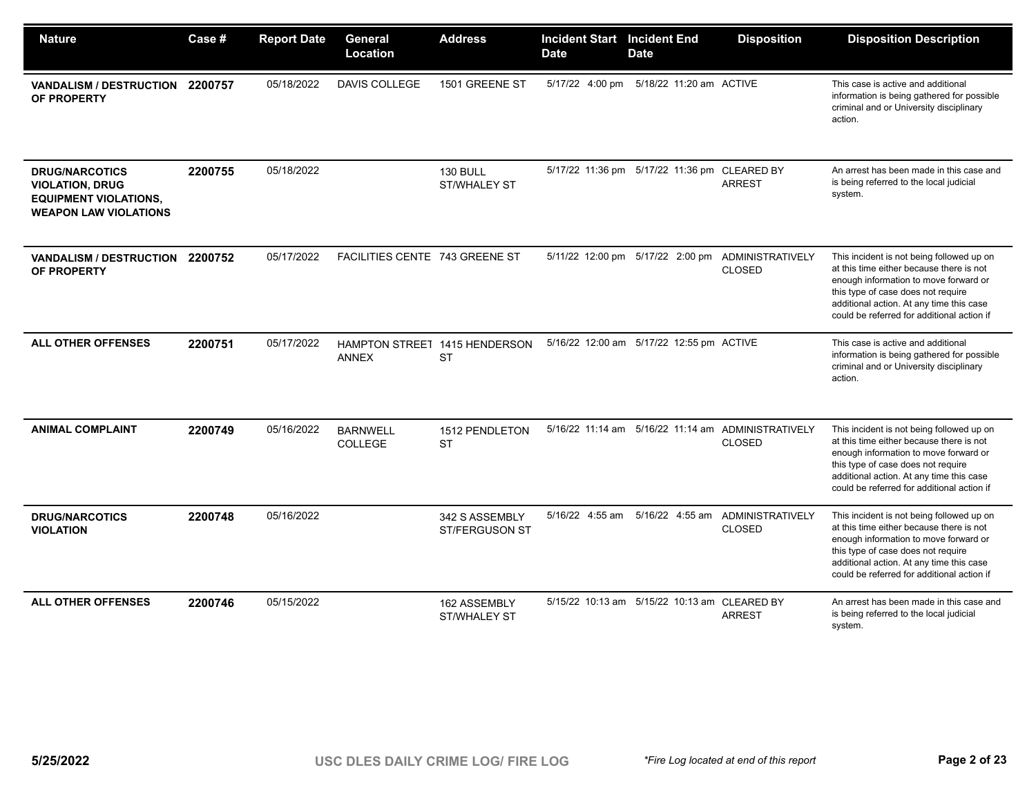| Nature | Case # | Report Date | General Location | Address | Incident Start Date | Incident End Date | Disposition | Disposition Description |
|---|---|---|---|---|---|---|---|---|
| **VANDALISM / DESTRUCTION OF PROPERTY** | **2200757** | 05/18/2022 | DAVIS COLLEGE | 1501 GREENE ST | 5/17/22 4:00 pm | 5/18/22 11:20 am | ACTIVE | This case is active and additional information is being gathered for possible criminal and or University disciplinary action. |
| **DRUG/NARCOTICS VIOLATION, DRUG EQUIPMENT VIOLATIONS, WEAPON LAW VIOLATIONS** | **2200755** | 05/18/2022 | | 130 BULL ST/WHALEY ST | 5/17/22 11:36 pm | 5/17/22 11:36 pm | CLEARED BY ARREST | An arrest has been made in this case and is being referred to the local judicial system. |
| **VANDALISM / DESTRUCTION OF PROPERTY** | **2200752** | 05/17/2022 | FACILITIES CENTE | 743 GREENE ST | 5/11/22 12:00 pm | 5/17/22 2:00 pm | ADMINISTRATIVELY CLOSED | This incident is not being followed up on at this time either because there is not enough information to move forward or this type of case does not require additional action. At any time this case could be referred for additional action if |
| **ALL OTHER OFFENSES** | **2200751** | 05/17/2022 | HAMPTON STREET ANNEX | 1415 HENDERSON ST | 5/16/22 12:00 am | 5/17/22 12:55 pm | ACTIVE | This case is active and additional information is being gathered for possible criminal and or University disciplinary action. |
| **ANIMAL COMPLAINT** | **2200749** | 05/16/2022 | BARNWELL COLLEGE | 1512 PENDLETON ST | 5/16/22 11:14 am | 5/16/22 11:14 am | ADMINISTRATIVELY CLOSED | This incident is not being followed up on at this time either because there is not enough information to move forward or this type of case does not require additional action. At any time this case could be referred for additional action if |
| **DRUG/NARCOTICS VIOLATION** | **2200748** | 05/16/2022 | | 342 S ASSEMBLY ST/FERGUSON ST | 5/16/22 4:55 am | 5/16/22 4:55 am | ADMINISTRATIVELY CLOSED | This incident is not being followed up on at this time either because there is not enough information to move forward or this type of case does not require additional action. At any time this case could be referred for additional action if |
| **ALL OTHER OFFENSES** | **2200746** | 05/15/2022 | | 162 ASSEMBLY ST/WHALEY ST | 5/15/22 10:13 am | 5/15/22 10:13 am | CLEARED BY ARREST | An arrest has been made in this case and is being referred to the local judicial system. |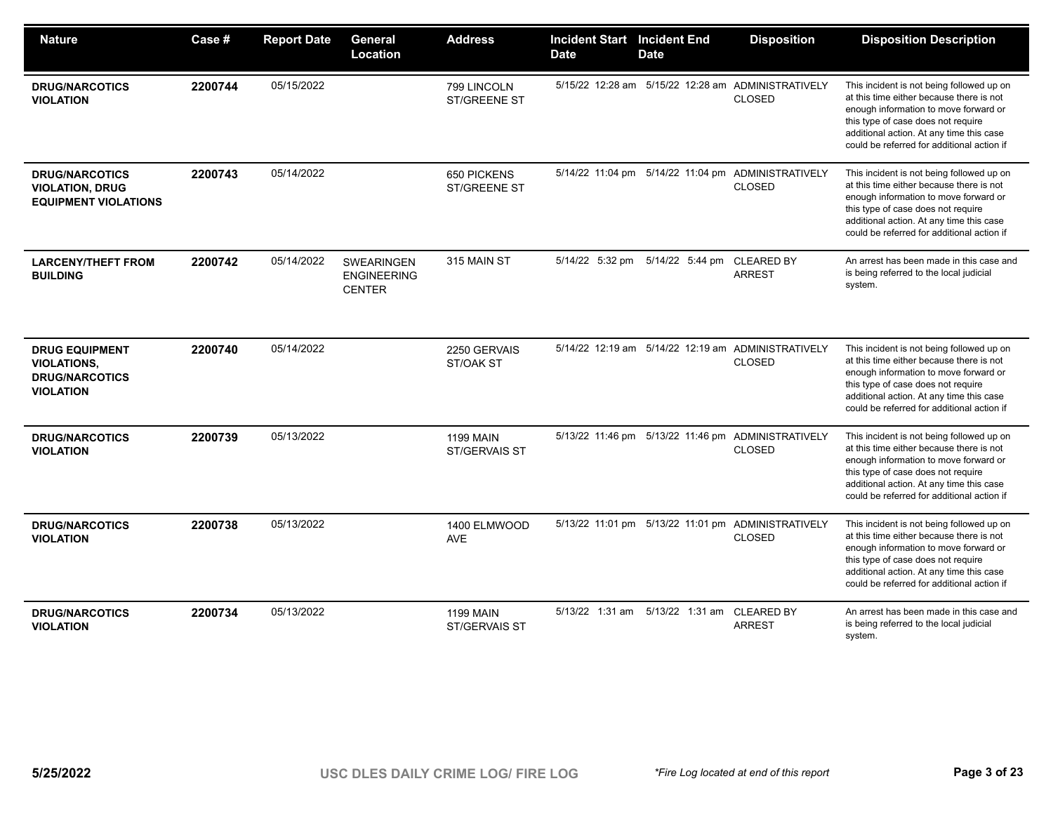| Nature | Case # | Report Date | General Location | Address | Incident Start Date | Incident End Date | Disposition | Disposition Description |
|---|---|---|---|---|---|---|---|---|
| **DRUG/NARCOTICS VIOLATION** | **2200744** | 05/15/2022 | | 799 LINCOLN ST/GREENE ST | 5/15/22 12:28 am | 5/15/22 12:28 am | ADMINISTRATIVELY CLOSED | This incident is not being followed up on at this time either because there is not enough information to move forward or this type of case does not require additional action. At any time this case could be referred for additional action if |
| **DRUG/NARCOTICS VIOLATION, DRUG EQUIPMENT VIOLATIONS** | **2200743** | 05/14/2022 | | 650 PICKENS ST/GREENE ST | 5/14/22 11:04 pm | 5/14/22 11:04 pm | ADMINISTRATIVELY CLOSED | This incident is not being followed up on at this time either because there is not enough information to move forward or this type of case does not require additional action. At any time this case could be referred for additional action if |
| **LARCENY/THEFT FROM BUILDING** | **2200742** | 05/14/2022 | SWEARINGEN ENGINEERING CENTER | 315 MAIN ST | 5/14/22 5:32 pm | 5/14/22 5:44 pm | CLEARED BY ARREST | An arrest has been made in this case and is being referred to the local judicial system. |
| **DRUG EQUIPMENT VIOLATIONS, DRUG/NARCOTICS VIOLATION** | **2200740** | 05/14/2022 | | 2250 GERVAIS ST/OAK ST | 5/14/22 12:19 am | 5/14/22 12:19 am | ADMINISTRATIVELY CLOSED | This incident is not being followed up on at this time either because there is not enough information to move forward or this type of case does not require additional action. At any time this case could be referred for additional action if |
| **DRUG/NARCOTICS VIOLATION** | **2200739** | 05/13/2022 | | 1199 MAIN ST/GERVAIS ST | 5/13/22 11:46 pm | 5/13/22 11:46 pm | ADMINISTRATIVELY CLOSED | This incident is not being followed up on at this time either because there is not enough information to move forward or this type of case does not require additional action. At any time this case could be referred for additional action if |
| **DRUG/NARCOTICS VIOLATION** | **2200738** | 05/13/2022 | | 1400 ELMWOOD AVE | 5/13/22 11:01 pm | 5/13/22 11:01 pm | ADMINISTRATIVELY CLOSED | This incident is not being followed up on at this time either because there is not enough information to move forward or this type of case does not require additional action. At any time this case could be referred for additional action if |
| **DRUG/NARCOTICS VIOLATION** | **2200734** | 05/13/2022 | | 1199 MAIN ST/GERVAIS ST | 5/13/22 1:31 am | 5/13/22 1:31 am | CLEARED BY ARREST | An arrest has been made in this case and is being referred to the local judicial system. |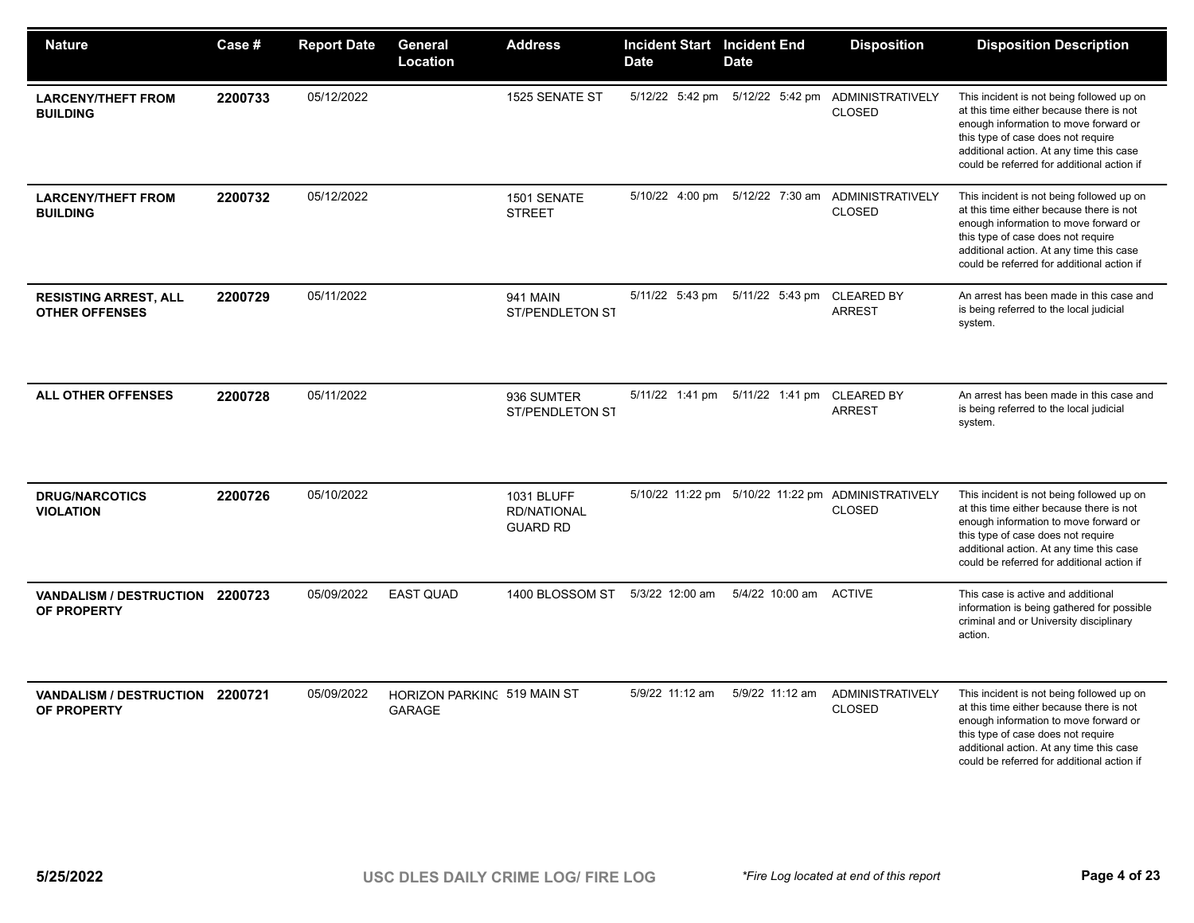| Nature | Case # | Report Date | General Location | Address | Incident Start Date | Incident End Date | Disposition | Disposition Description |
|---|---|---|---|---|---|---|---|---|
| **LARCENY/THEFT FROM BUILDING** | **2200733** | 05/12/2022 | | 1525 SENATE ST | 5/12/22 5:42 pm | 5/12/22 5:42 pm | ADMINISTRATIVELY CLOSED | This incident is not being followed up on at this time either because there is not enough information to move forward or this type of case does not require additional action. At any time this case could be referred for additional action if |
| **LARCENY/THEFT FROM BUILDING** | **2200732** | 05/12/2022 | | 1501 SENATE STREET | 5/10/22 4:00 pm | 5/12/22 7:30 am | ADMINISTRATIVELY CLOSED | This incident is not being followed up on at this time either because there is not enough information to move forward or this type of case does not require additional action. At any time this case could be referred for additional action if |
| **RESISTING ARREST, ALL OTHER OFFENSES** | **2200729** | 05/11/2022 | | 941 MAIN ST/PENDLETON ST | 5/11/22 5:43 pm | 5/11/22 5:43 pm | CLEARED BY ARREST | An arrest has been made in this case and is being referred to the local judicial system. |
| **ALL OTHER OFFENSES** | **2200728** | 05/11/2022 | | 936 SUMTER ST/PENDLETON ST | 5/11/22 1:41 pm | 5/11/22 1:41 pm | CLEARED BY ARREST | An arrest has been made in this case and is being referred to the local judicial system. |
| **DRUG/NARCOTICS VIOLATION** | **2200726** | 05/10/2022 | | 1031 BLUFF RD/NATIONAL GUARD RD | 5/10/22 11:22 pm | 5/10/22 11:22 pm | ADMINISTRATIVELY CLOSED | This incident is not being followed up on at this time either because there is not enough information to move forward or this type of case does not require additional action. At any time this case could be referred for additional action if |
| **VANDALISM / DESTRUCTION OF PROPERTY** | **2200723** | 05/09/2022 | EAST QUAD | 1400 BLOSSOM ST | 5/3/22 12:00 am | 5/4/22 10:00 am | ACTIVE | This case is active and additional information is being gathered for possible criminal and or University disciplinary action. |
| **VANDALISM / DESTRUCTION OF PROPERTY** | **2200721** | 05/09/2022 | HORIZON PARKING GARAGE | 519 MAIN ST | 5/9/22 11:12 am | 5/9/22 11:12 am | ADMINISTRATIVELY CLOSED | This incident is not being followed up on at this time either because there is not enough information to move forward or this type of case does not require additional action. At any time this case could be referred for additional action if |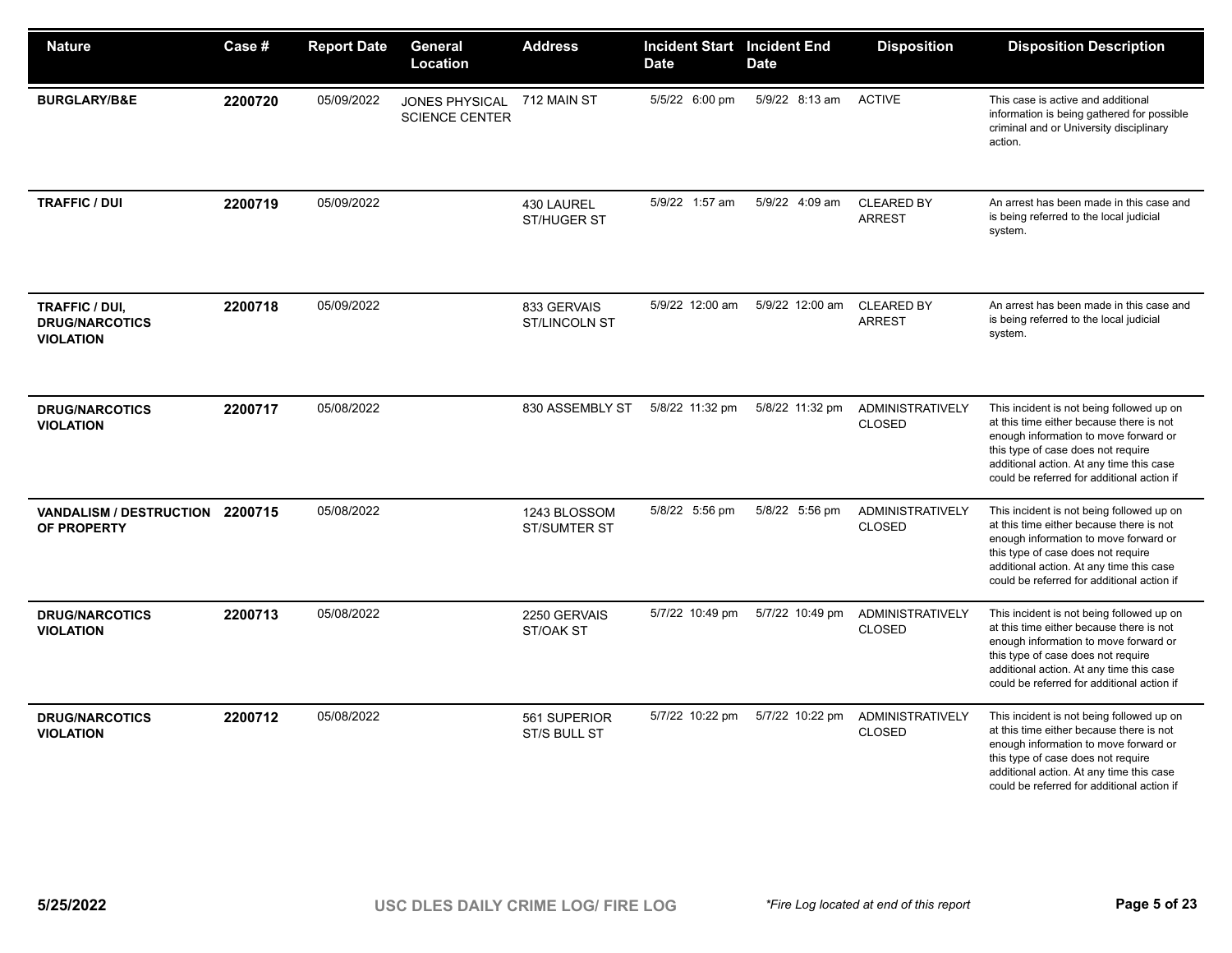| Nature | Case # | Report Date | General Location | Address | Incident Start Date | Incident End Date | Disposition | Disposition Description |
|---|---|---|---|---|---|---|---|---|
| **BURGLARY/B&E** | **2200720** | 05/09/2022 | JONES PHYSICAL SCIENCE CENTER | 712 MAIN ST | 5/5/22 6:00 pm | 5/9/22 8:13 am | ACTIVE | This case is active and additional information is being gathered for possible criminal and or University disciplinary action. |
| **TRAFFIC / DUI** | **2200719** | 05/09/2022 | | 430 LAUREL ST/HUGER ST | 5/9/22 1:57 am | 5/9/22 4:09 am | CLEARED BY ARREST | An arrest has been made in this case and is being referred to the local judicial system. |
| **TRAFFIC / DUI, DRUG/NARCOTICS VIOLATION** | **2200718** | 05/09/2022 | | 833 GERVAIS ST/LINCOLN ST | 5/9/22 12:00 am | 5/9/22 12:00 am | CLEARED BY ARREST | An arrest has been made in this case and is being referred to the local judicial system. |
| **DRUG/NARCOTICS VIOLATION** | **2200717** | 05/08/2022 | | 830 ASSEMBLY ST | 5/8/22 11:32 pm | 5/8/22 11:32 pm | ADMINISTRATIVELY CLOSED | This incident is not being followed up on at this time either because there is not enough information to move forward or this type of case does not require additional action. At any time this case could be referred for additional action if |
| **VANDALISM / DESTRUCTION OF PROPERTY** | **2200715** | 05/08/2022 | | 1243 BLOSSOM ST/SUMTER ST | 5/8/22 5:56 pm | 5/8/22 5:56 pm | ADMINISTRATIVELY CLOSED | This incident is not being followed up on at this time either because there is not enough information to move forward or this type of case does not require additional action. At any time this case could be referred for additional action if |
| **DRUG/NARCOTICS VIOLATION** | **2200713** | 05/08/2022 | | 2250 GERVAIS ST/OAK ST | 5/7/22 10:49 pm | 5/7/22 10:49 pm | ADMINISTRATIVELY CLOSED | This incident is not being followed up on at this time either because there is not enough information to move forward or this type of case does not require additional action. At any time this case could be referred for additional action if |
| **DRUG/NARCOTICS VIOLATION** | **2200712** | 05/08/2022 | | 561 SUPERIOR ST/S BULL ST | 5/7/22 10:22 pm | 5/7/22 10:22 pm | ADMINISTRATIVELY CLOSED | This incident is not being followed up on at this time either because there is not enough information to move forward or this type of case does not require additional action. At any time this case could be referred for additional action if |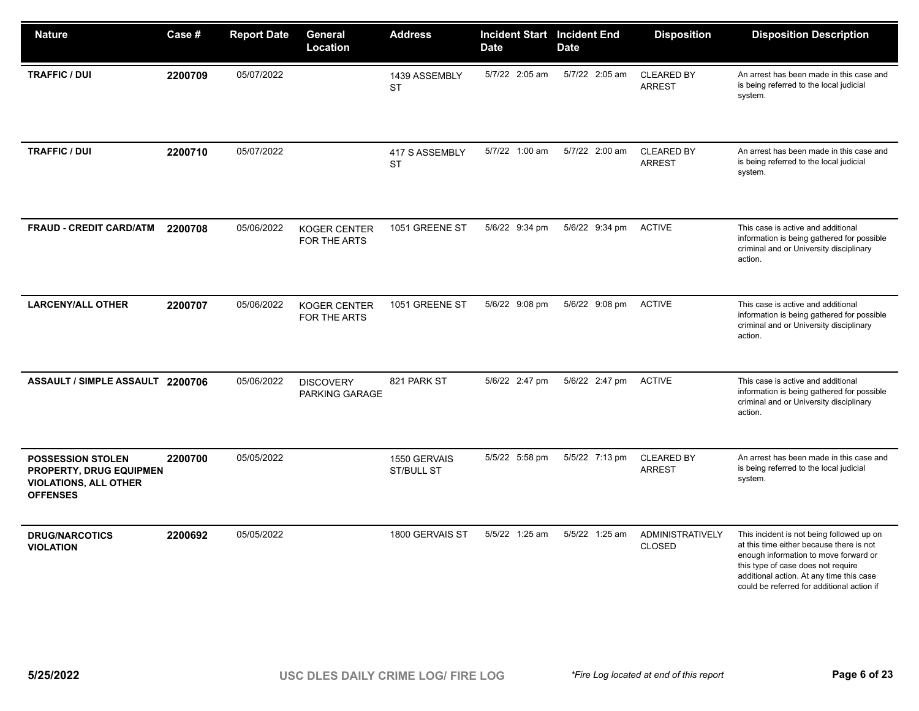| Nature | Case # | Report Date | General Location | Address | Incident Start Date | Incident End Date | Disposition | Disposition Description |
|---|---|---|---|---|---|---|---|---|
| **TRAFFIC / DUI** | **2200709** | 05/07/2022 | | 1439 ASSEMBLY ST | 5/7/22 2:05 am | 5/7/22 2:05 am | CLEARED BY ARREST | An arrest has been made in this case and is being referred to the local judicial system. |
| **TRAFFIC / DUI** | **2200710** | 05/07/2022 | | 417 S ASSEMBLY ST | 5/7/22 1:00 am | 5/7/22 2:00 am | CLEARED BY ARREST | An arrest has been made in this case and is being referred to the local judicial system. |
| **FRAUD - CREDIT CARD/ATM** | **2200708** | 05/06/2022 | KOGER CENTER FOR THE ARTS | 1051 GREENE ST | 5/6/22 9:34 pm | 5/6/22 9:34 pm | ACTIVE | This case is active and additional information is being gathered for possible criminal and or University disciplinary action. |
| **LARCENY/ALL OTHER** | **2200707** | 05/06/2022 | KOGER CENTER FOR THE ARTS | 1051 GREENE ST | 5/6/22 9:08 pm | 5/6/22 9:08 pm | ACTIVE | This case is active and additional information is being gathered for possible criminal and or University disciplinary action. |
| **ASSAULT / SIMPLE ASSAULT** | **2200706** | 05/06/2022 | DISCOVERY PARKING GARAGE | 821 PARK ST | 5/6/22 2:47 pm | 5/6/22 2:47 pm | ACTIVE | This case is active and additional information is being gathered for possible criminal and or University disciplinary action. |
| **POSSESSION STOLEN PROPERTY, DRUG EQUIPMEN VIOLATIONS, ALL OTHER OFFENSES** | **2200700** | 05/05/2022 | | 1550 GERVAIS ST/BULL ST | 5/5/22 5:58 pm | 5/5/22 7:13 pm | CLEARED BY ARREST | An arrest has been made in this case and is being referred to the local judicial system. |
| **DRUG/NARCOTICS VIOLATION** | **2200692** | 05/05/2022 | | 1800 GERVAIS ST | 5/5/22 1:25 am | 5/5/22 1:25 am | ADMINISTRATIVELY CLOSED | This incident is not being followed up on at this time either because there is not enough information to move forward or this type of case does not require additional action. At any time this case could be referred for additional action if |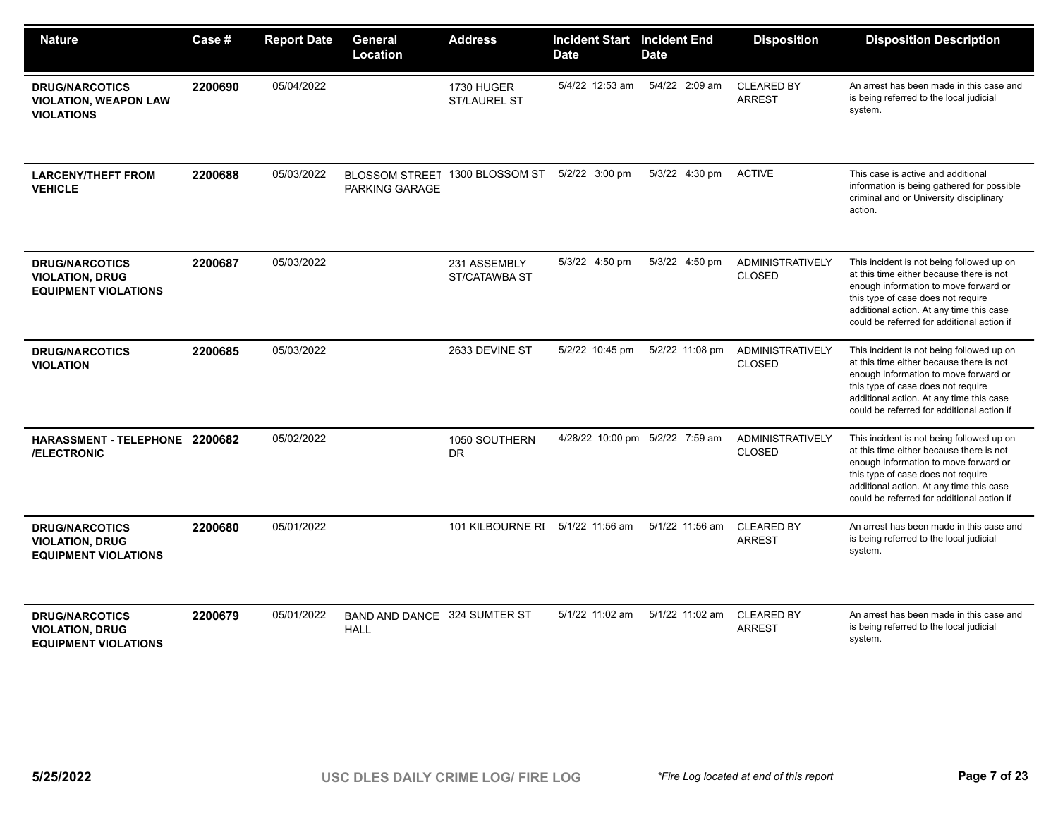| Nature | Case # | Report Date | General Location | Address | Incident Start Date | Incident End Date | Disposition | Disposition Description |
|---|---|---|---|---|---|---|---|---|
| **DRUG/NARCOTICS VIOLATION, WEAPON LAW VIOLATIONS** | **2200690** | 05/04/2022 | | 1730 HUGER ST/LAUREL ST | 5/4/22 12:53 am | 5/4/22 2:09 am | CLEARED BY ARREST | An arrest has been made in this case and is being referred to the local judicial system. |
| **LARCENY/THEFT FROM VEHICLE** | **2200688** | 05/03/2022 | BLOSSOM STREET PARKING GARAGE | 1300 BLOSSOM ST | 5/2/22 3:00 pm | 5/3/22 4:30 pm | ACTIVE | This case is active and additional information is being gathered for possible criminal and or University disciplinary action. |
| **DRUG/NARCOTICS VIOLATION, DRUG EQUIPMENT VIOLATIONS** | **2200687** | 05/03/2022 | | 231 ASSEMBLY ST/CATAWBA ST | 5/3/22 4:50 pm | 5/3/22 4:50 pm | ADMINISTRATIVELY CLOSED | This incident is not being followed up on at this time either because there is not enough information to move forward or this type of case does not require additional action. At any time this case could be referred for additional action if |
| **DRUG/NARCOTICS VIOLATION** | **2200685** | 05/03/2022 | | 2633 DEVINE ST | 5/2/22 10:45 pm | 5/2/22 11:08 pm | ADMINISTRATIVELY CLOSED | This incident is not being followed up on at this time either because there is not enough information to move forward or this type of case does not require additional action. At any time this case could be referred for additional action if |
| **HARASSMENT - TELEPHONE /ELECTRONIC** | **2200682** | 05/02/2022 | | 1050 SOUTHERN DR | 4/28/22 10:00 pm | 5/2/22 7:59 am | ADMINISTRATIVELY CLOSED | This incident is not being followed up on at this time either because there is not enough information to move forward or this type of case does not require additional action. At any time this case could be referred for additional action if |
| **DRUG/NARCOTICS VIOLATION, DRUG EQUIPMENT VIOLATIONS** | **2200680** | 05/01/2022 | | 101 KILBOURNE RI | 5/1/22 11:56 am | 5/1/22 11:56 am | CLEARED BY ARREST | An arrest has been made in this case and is being referred to the local judicial system. |
| **DRUG/NARCOTICS VIOLATION, DRUG EQUIPMENT VIOLATIONS** | **2200679** | 05/01/2022 | BAND AND DANCE HALL | 324 SUMTER ST | 5/1/22 11:02 am | 5/1/22 11:02 am | CLEARED BY ARREST | An arrest has been made in this case and is being referred to the local judicial system. |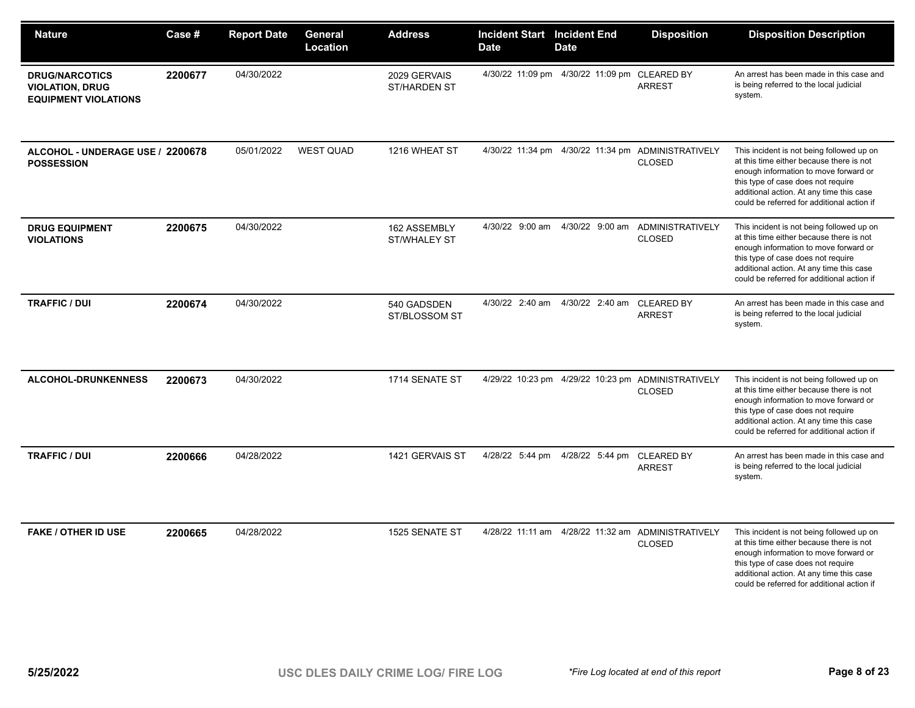| Nature | Case # | Report Date | General Location | Address | Incident Start Date | Incident End Date | Disposition | Disposition Description |
|---|---|---|---|---|---|---|---|---|
| **DRUG/NARCOTICS VIOLATION, DRUG EQUIPMENT VIOLATIONS** | **2200677** | 04/30/2022 | | 2029 GERVAIS ST/HARDEN ST | 4/30/22 11:09 pm | 4/30/22 11:09 pm | CLEARED BY ARREST | An arrest has been made in this case and is being referred to the local judicial system. |
| **ALCOHOL - UNDERAGE USE / POSSESSION** | **2200678** | 05/01/2022 | WEST QUAD | 1216 WHEAT ST | 4/30/22 11:34 pm | 4/30/22 11:34 pm | ADMINISTRATIVELY CLOSED | This incident is not being followed up on at this time either because there is not enough information to move forward or this type of case does not require additional action. At any time this case could be referred for additional action if |
| **DRUG EQUIPMENT VIOLATIONS** | **2200675** | 04/30/2022 | | 162 ASSEMBLY ST/WHALEY ST | 4/30/22 9:00 am | 4/30/22 9:00 am | ADMINISTRATIVELY CLOSED | This incident is not being followed up on at this time either because there is not enough information to move forward or this type of case does not require additional action. At any time this case could be referred for additional action if |
| **TRAFFIC / DUI** | **2200674** | 04/30/2022 | | 540 GADSDEN ST/BLOSSOM ST | 4/30/22 2:40 am | 4/30/22 2:40 am | CLEARED BY ARREST | An arrest has been made in this case and is being referred to the local judicial system. |
| **ALCOHOL-DRUNKENNESS** | **2200673** | 04/30/2022 | | 1714 SENATE ST | 4/29/22 10:23 pm | 4/29/22 10:23 pm | ADMINISTRATIVELY CLOSED | This incident is not being followed up on at this time either because there is not enough information to move forward or this type of case does not require additional action. At any time this case could be referred for additional action if |
| **TRAFFIC / DUI** | **2200666** | 04/28/2022 | | 1421 GERVAIS ST | 4/28/22 5:44 pm | 4/28/22 5:44 pm | CLEARED BY ARREST | An arrest has been made in this case and is being referred to the local judicial system. |
| **FAKE / OTHER ID USE** | **2200665** | 04/28/2022 | | 1525 SENATE ST | 4/28/22 11:11 am | 4/28/22 11:32 am | ADMINISTRATIVELY CLOSED | This incident is not being followed up on at this time either because there is not enough information to move forward or this type of case does not require additional action. At any time this case could be referred for additional action if |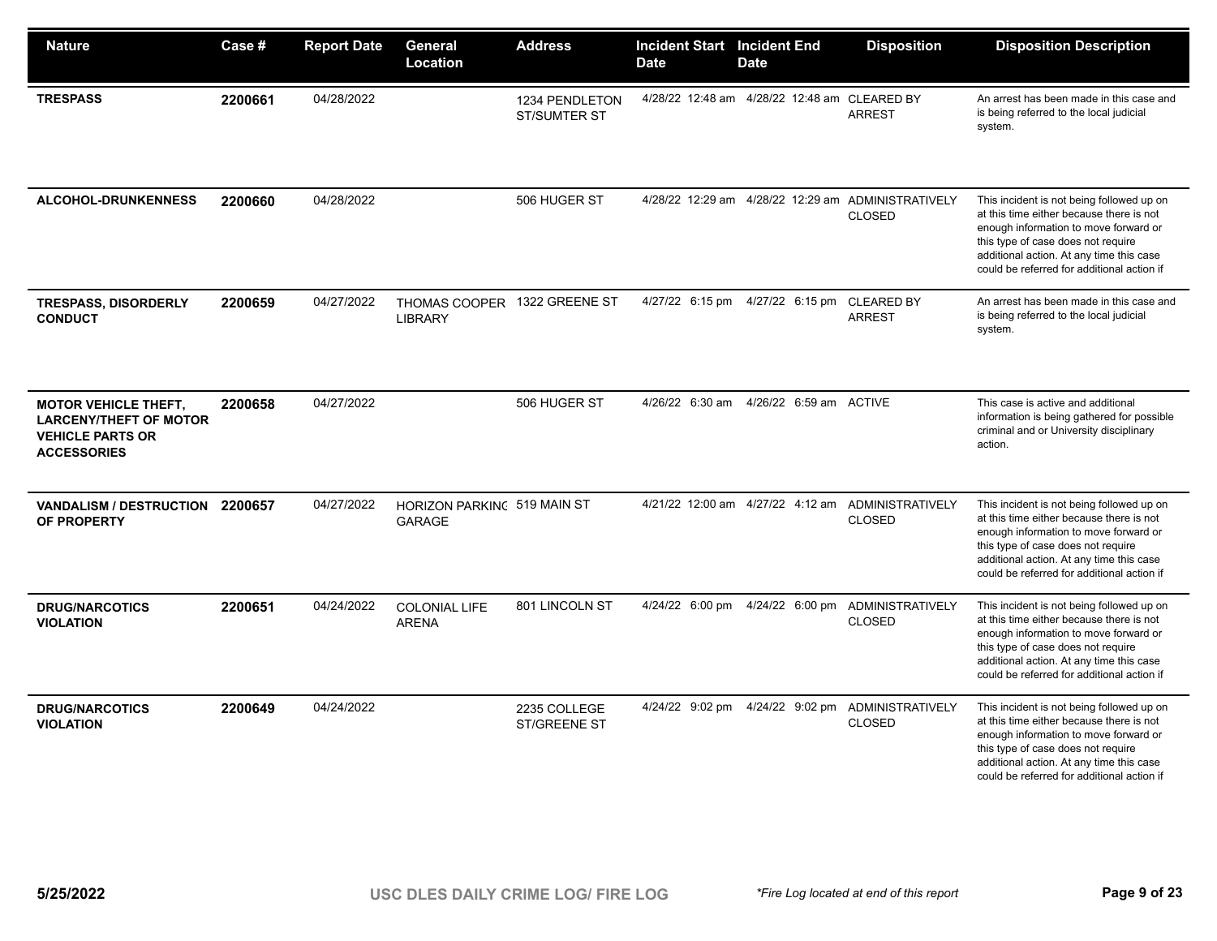| Nature | Case # | Report Date | General Location | Address | Incident Start Date | Incident End Date | Disposition | Disposition Description |
|---|---|---|---|---|---|---|---|---|
| **TRESPASS** | **2200661** | 04/28/2022 | | 1234 PENDLETON ST/SUMTER ST | 4/28/22 12:48 am | 4/28/22 12:48 am | CLEARED BY ARREST | An arrest has been made in this case and is being referred to the local judicial system. |
| **ALCOHOL-DRUNKENNESS** | **2200660** | 04/28/2022 | | 506 HUGER ST | 4/28/22 12:29 am | 4/28/22 12:29 am | ADMINISTRATIVELY CLOSED | This incident is not being followed up on at this time either because there is not enough information to move forward or this type of case does not require additional action. At any time this case could be referred for additional action if |
| **TRESPASS, DISORDERLY CONDUCT** | **2200659** | 04/27/2022 | THOMAS COOPER LIBRARY | 1322 GREENE ST | 4/27/22 6:15 pm | 4/27/22 6:15 pm | CLEARED BY ARREST | An arrest has been made in this case and is being referred to the local judicial system. |
| **MOTOR VEHICLE THEFT, LARCENY/THEFT OF MOTOR VEHICLE PARTS OR ACCESSORIES** | **2200658** | 04/27/2022 | | 506 HUGER ST | 4/26/22 6:30 am | 4/26/22 6:59 am | ACTIVE | This case is active and additional information is being gathered for possible criminal and or University disciplinary action. |
| **VANDALISM / DESTRUCTION OF PROPERTY** | **2200657** | 04/27/2022 | HORIZON PARKING GARAGE | 519 MAIN ST | 4/21/22 12:00 am | 4/27/22 4:12 am | ADMINISTRATIVELY CLOSED | This incident is not being followed up on at this time either because there is not enough information to move forward or this type of case does not require additional action. At any time this case could be referred for additional action if |
| **DRUG/NARCOTICS VIOLATION** | **2200651** | 04/24/2022 | COLONIAL LIFE ARENA | 801 LINCOLN ST | 4/24/22 6:00 pm | 4/24/22 6:00 pm | ADMINISTRATIVELY CLOSED | This incident is not being followed up on at this time either because there is not enough information to move forward or this type of case does not require additional action. At any time this case could be referred for additional action if |
| **DRUG/NARCOTICS VIOLATION** | **2200649** | 04/24/2022 | | 2235 COLLEGE ST/GREENE ST | 4/24/22 9:02 pm | 4/24/22 9:02 pm | ADMINISTRATIVELY CLOSED | This incident is not being followed up on at this time either because there is not enough information to move forward or this type of case does not require additional action. At any time this case could be referred for additional action if |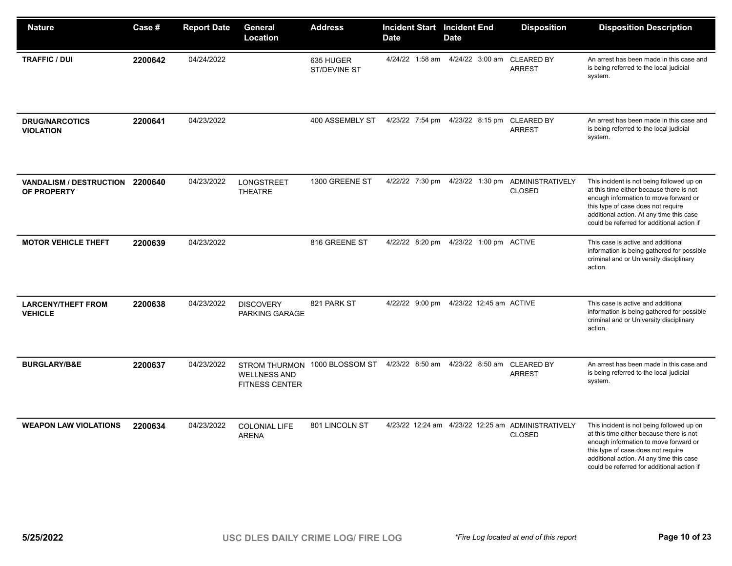| Nature | Case # | Report Date | General Location | Address | Incident Start Date | Incident End Date | Disposition | Disposition Description |
|---|---|---|---|---|---|---|---|---|
| **TRAFFIC / DUI** | **2200642** | 04/24/2022 | | 635 HUGER ST/DEVINE ST | 4/24/22 1:58 am | 4/24/22 3:00 am | CLEARED BY ARREST | An arrest has been made in this case and is being referred to the local judicial system. |
| **DRUG/NARCOTICS VIOLATION** | **2200641** | 04/23/2022 | | 400 ASSEMBLY ST | 4/23/22 7:54 pm | 4/23/22 8:15 pm | CLEARED BY ARREST | An arrest has been made in this case and is being referred to the local judicial system. |
| **VANDALISM / DESTRUCTION OF PROPERTY** | **2200640** | 04/23/2022 | LONGSTREET THEATRE | 1300 GREENE ST | 4/22/22 7:30 pm | 4/23/22 1:30 pm | ADMINISTRATIVELY CLOSED | This incident is not being followed up on at this time either because there is not enough information to move forward or this type of case does not require additional action. At any time this case could be referred for additional action if |
| **MOTOR VEHICLE THEFT** | **2200639** | 04/23/2022 | | 816 GREENE ST | 4/22/22 8:20 pm | 4/23/22 1:00 pm | ACTIVE | This case is active and additional information is being gathered for possible criminal and or University disciplinary action. |
| **LARCENY/THEFT FROM VEHICLE** | **2200638** | 04/23/2022 | DISCOVERY PARKING GARAGE | 821 PARK ST | 4/22/22 9:00 pm | 4/23/22 12:45 am | ACTIVE | This case is active and additional information is being gathered for possible criminal and or University disciplinary action. |
| **BURGLARY/B&E** | **2200637** | 04/23/2022 | STROM THURMON WELLNESS AND FITNESS CENTER | 1000 BLOSSOM ST | 4/23/22 8:50 am | 4/23/22 8:50 am | CLEARED BY ARREST | An arrest has been made in this case and is being referred to the local judicial system. |
| **WEAPON LAW VIOLATIONS** | **2200634** | 04/23/2022 | COLONIAL LIFE ARENA | 801 LINCOLN ST | 4/23/22 12:24 am | 4/23/22 12:25 am | ADMINISTRATIVELY CLOSED | This incident is not being followed up on at this time either because there is not enough information to move forward or this type of case does not require additional action. At any time this case could be referred for additional action if |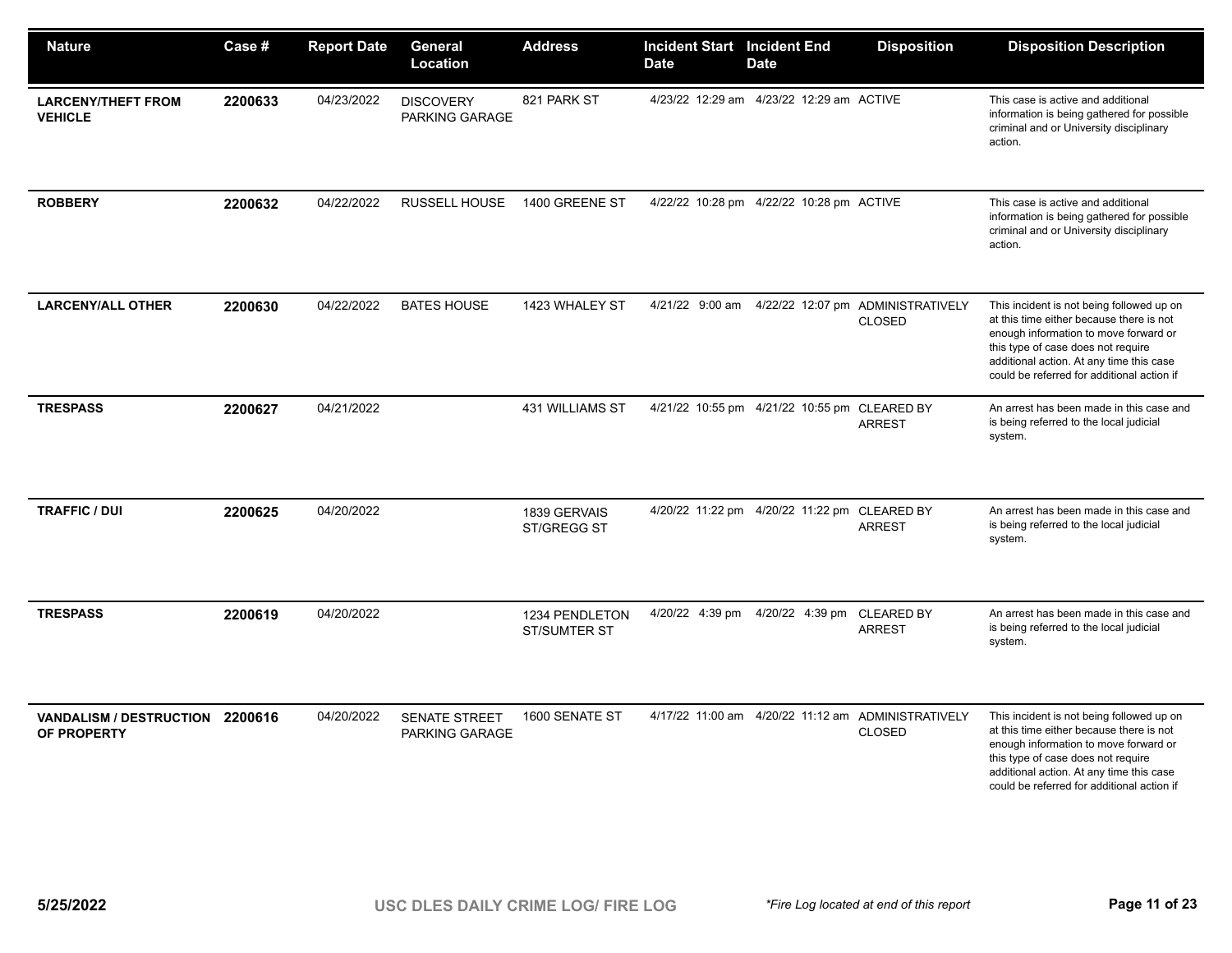| Nature | Case # | Report Date | General Location | Address | Incident Start Date | Incident End Date | Disposition | Disposition Description |
|---|---|---|---|---|---|---|---|---|
| **LARCENY/THEFT FROM VEHICLE** | **2200633** | 04/23/2022 | DISCOVERY PARKING GARAGE | 821 PARK ST | 4/23/22 12:29 am | 4/23/22 12:29 am | ACTIVE | This case is active and additional information is being gathered for possible criminal and or University disciplinary action. |
| **ROBBERY** | **2200632** | 04/22/2022 | RUSSELL HOUSE | 1400 GREENE ST | 4/22/22 10:28 pm | 4/22/22 10:28 pm | ACTIVE | This case is active and additional information is being gathered for possible criminal and or University disciplinary action. |
| **LARCENY/ALL OTHER** | **2200630** | 04/22/2022 | BATES HOUSE | 1423 WHALEY ST | 4/21/22 9:00 am | 4/22/22 12:07 pm | ADMINISTRATIVELY CLOSED | This incident is not being followed up on at this time either because there is not enough information to move forward or this type of case does not require additional action. At any time this case could be referred for additional action if |
| **TRESPASS** | **2200627** | 04/21/2022 | | 431 WILLIAMS ST | 4/21/22 10:55 pm | 4/21/22 10:55 pm | CLEARED BY ARREST | An arrest has been made in this case and is being referred to the local judicial system. |
| **TRAFFIC / DUI** | **2200625** | 04/20/2022 | | 1839 GERVAIS ST/GREGG ST | 4/20/22 11:22 pm | 4/20/22 11:22 pm | CLEARED BY ARREST | An arrest has been made in this case and is being referred to the local judicial system. |
| **TRESPASS** | **2200619** | 04/20/2022 | | 1234 PENDLETON ST/SUMTER ST | 4/20/22 4:39 pm | 4/20/22 4:39 pm | CLEARED BY ARREST | An arrest has been made in this case and is being referred to the local judicial system. |
| **VANDALISM / DESTRUCTION OF PROPERTY** | **2200616** | 04/20/2022 | SENATE STREET PARKING GARAGE | 1600 SENATE ST | 4/17/22 11:00 am | 4/20/22 11:12 am | ADMINISTRATIVELY CLOSED | This incident is not being followed up on at this time either because there is not enough information to move forward or this type of case does not require additional action. At any time this case could be referred for additional action if |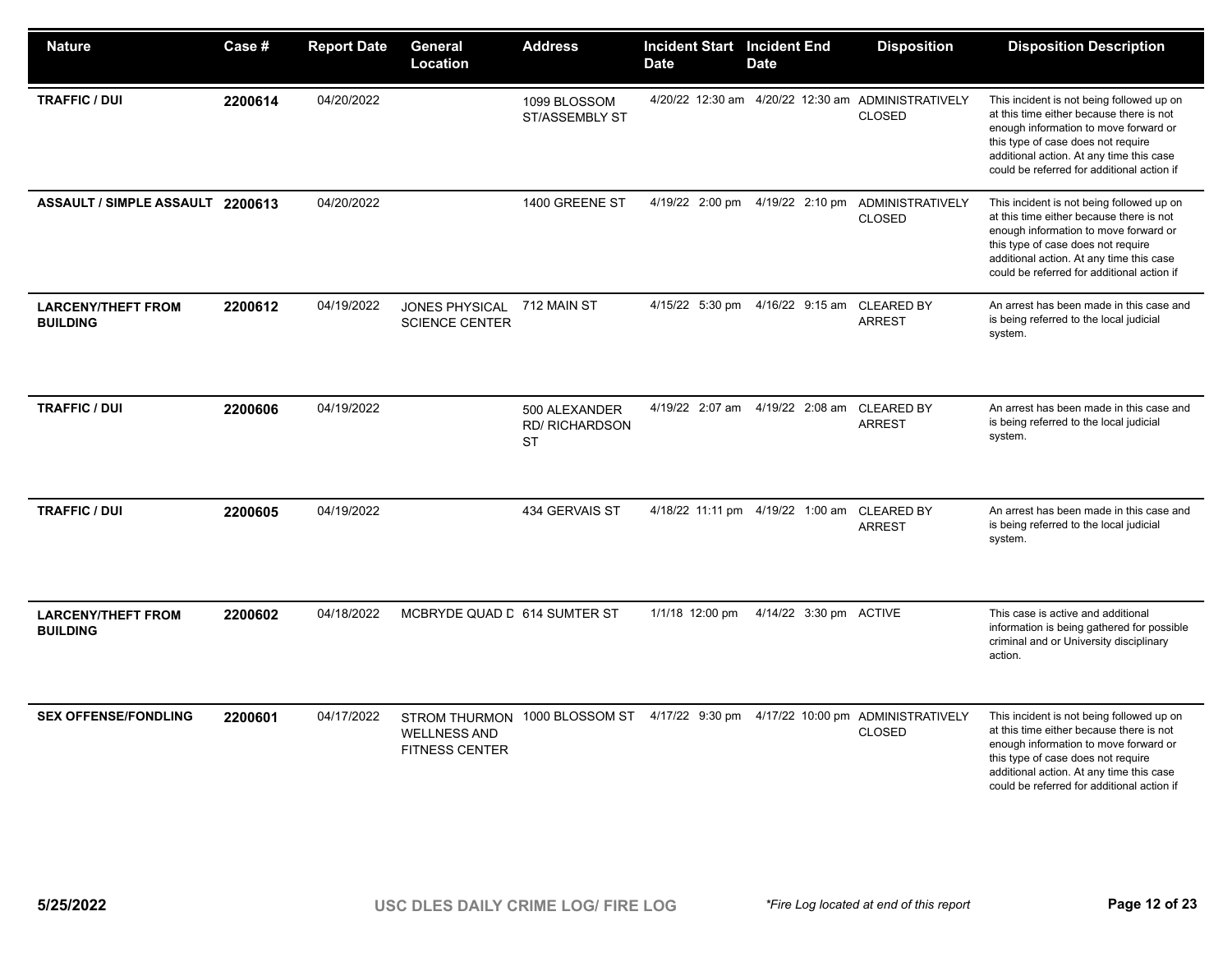| Nature | Case # | Report Date | General Location | Address | Incident Start Date | Incident End Date | Disposition | Disposition Description |
|---|---|---|---|---|---|---|---|---|
| **TRAFFIC / DUI** | **2200614** | 04/20/2022 | | 1099 BLOSSOM ST/ASSEMBLY ST | 4/20/22 12:30 am | 4/20/22 12:30 am | ADMINISTRATIVELY CLOSED | This incident is not being followed up on at this time either because there is not enough information to move forward or this type of case does not require additional action. At any time this case could be referred for additional action if |
| **ASSAULT / SIMPLE ASSAULT** | **2200613** | 04/20/2022 | | 1400 GREENE ST | 4/19/22 2:00 pm | 4/19/22 2:10 pm | ADMINISTRATIVELY CLOSED | This incident is not being followed up on at this time either because there is not enough information to move forward or this type of case does not require additional action. At any time this case could be referred for additional action if |
| **LARCENY/THEFT FROM BUILDING** | **2200612** | 04/19/2022 | JONES PHYSICAL SCIENCE CENTER | 712 MAIN ST | 4/15/22 5:30 pm | 4/16/22 9:15 am | CLEARED BY ARREST | An arrest has been made in this case and is being referred to the local judicial system. |
| **TRAFFIC / DUI** | **2200606** | 04/19/2022 | | 500 ALEXANDER RD/ RICHARDSON ST | 4/19/22 2:07 am | 4/19/22 2:08 am | CLEARED BY ARREST | An arrest has been made in this case and is being referred to the local judicial system. |
| **TRAFFIC / DUI** | **2200605** | 04/19/2022 | | 434 GERVAIS ST | 4/18/22 11:11 pm | 4/19/22 1:00 am | CLEARED BY ARREST | An arrest has been made in this case and is being referred to the local judicial system. |
| **LARCENY/THEFT FROM BUILDING** | **2200602** | 04/18/2022 | MCBRYDE QUAD D | 614 SUMTER ST | 1/1/18 12:00 pm | 4/14/22 3:30 pm | ACTIVE | This case is active and additional information is being gathered for possible criminal and or University disciplinary action. |
| **SEX OFFENSE/FONDLING** | **2200601** | 04/17/2022 | STROM THURMON WELLNESS AND FITNESS CENTER | 1000 BLOSSOM ST | 4/17/22 9:30 pm | 4/17/22 10:00 pm | ADMINISTRATIVELY CLOSED | This incident is not being followed up on at this time either because there is not enough information to move forward or this type of case does not require additional action. At any time this case could be referred for additional action if |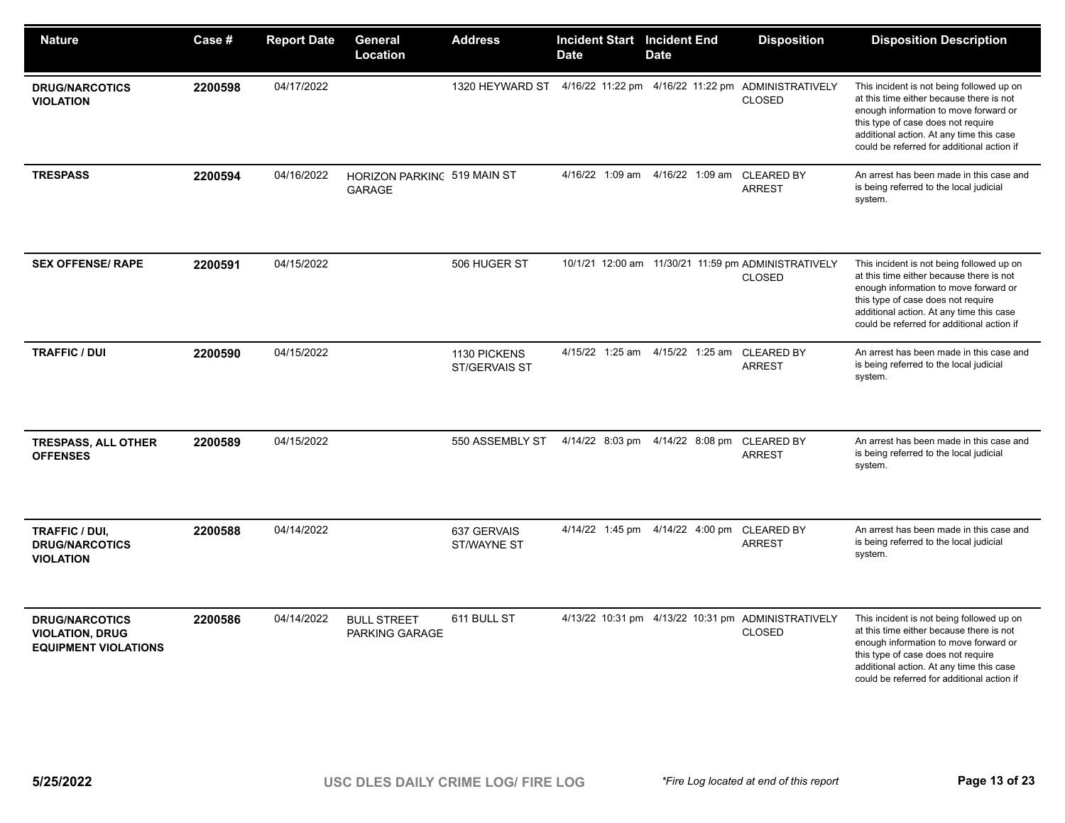| Nature | Case # | Report Date | General Location | Address | Incident Start Date | Incident End Date | Disposition | Disposition Description |
|---|---|---|---|---|---|---|---|---|
| **DRUG/NARCOTICS VIOLATION** | **2200598** | 04/17/2022 | | 1320 HEYWARD ST | 4/16/22 11:22 pm | 4/16/22 11:22 pm | ADMINISTRATIVELY CLOSED | This incident is not being followed up on at this time either because there is not enough information to move forward or this type of case does not require additional action. At any time this case could be referred for additional action if |
| **TRESPASS** | **2200594** | 04/16/2022 | HORIZON PARKING GARAGE | 519 MAIN ST | 4/16/22 1:09 am | 4/16/22 1:09 am | CLEARED BY ARREST | An arrest has been made in this case and is being referred to the local judicial system. |
| **SEX OFFENSE/ RAPE** | **2200591** | 04/15/2022 | | 506 HUGER ST | 10/1/21 12:00 am | 11/30/21 11:59 pm | ADMINISTRATIVELY CLOSED | This incident is not being followed up on at this time either because there is not enough information to move forward or this type of case does not require additional action. At any time this case could be referred for additional action if |
| **TRAFFIC / DUI** | **2200590** | 04/15/2022 | | 1130 PICKENS ST/GERVAIS ST | 4/15/22 1:25 am | 4/15/22 1:25 am | CLEARED BY ARREST | An arrest has been made in this case and is being referred to the local judicial system. |
| **TRESPASS, ALL OTHER OFFENSES** | **2200589** | 04/15/2022 | | 550 ASSEMBLY ST | 4/14/22 8:03 pm | 4/14/22 8:08 pm | CLEARED BY ARREST | An arrest has been made in this case and is being referred to the local judicial system. |
| **TRAFFIC / DUI, DRUG/NARCOTICS VIOLATION** | **2200588** | 04/14/2022 | | 637 GERVAIS ST/WAYNE ST | 4/14/22 1:45 pm | 4/14/22 4:00 pm | CLEARED BY ARREST | An arrest has been made in this case and is being referred to the local judicial system. |
| **DRUG/NARCOTICS VIOLATION, DRUG EQUIPMENT VIOLATIONS** | **2200586** | 04/14/2022 | BULL STREET PARKING GARAGE | 611 BULL ST | 4/13/22 10:31 pm | 4/13/22 10:31 pm | ADMINISTRATIVELY CLOSED | This incident is not being followed up on at this time either because there is not enough information to move forward or this type of case does not require additional action. At any time this case could be referred for additional action if |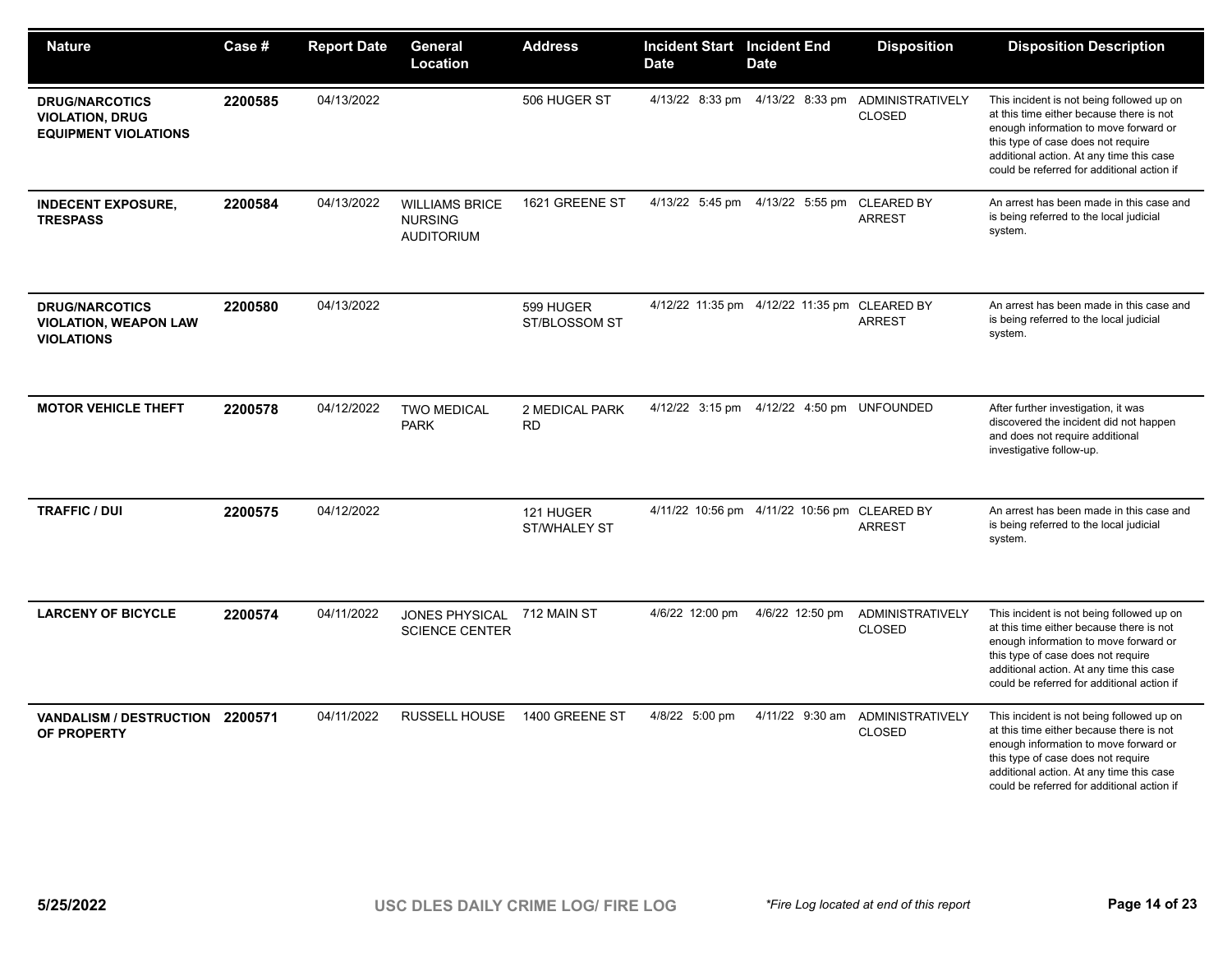| Nature | Case # | Report Date | General Location | Address | Incident Start Date | Incident End Date | Disposition | Disposition Description |
|---|---|---|---|---|---|---|---|---|
| **DRUG/NARCOTICS VIOLATION, DRUG EQUIPMENT VIOLATIONS** | **2200585** | 04/13/2022 | | 506 HUGER ST | 4/13/22 8:33 pm | 4/13/22 8:33 pm | ADMINISTRATIVELY CLOSED | This incident is not being followed up on at this time either because there is not enough information to move forward or this type of case does not require additional action. At any time this case could be referred for additional action if |
| **INDECENT EXPOSURE, TRESPASS** | **2200584** | 04/13/2022 | WILLIAMS BRICE NURSING AUDITORIUM | 1621 GREENE ST | 4/13/22 5:45 pm | 4/13/22 5:55 pm | CLEARED BY ARREST | An arrest has been made in this case and is being referred to the local judicial system. |
| **DRUG/NARCOTICS VIOLATION, WEAPON LAW VIOLATIONS** | **2200580** | 04/13/2022 | | 599 HUGER ST/BLOSSOM ST | 4/12/22 11:35 pm | 4/12/22 11:35 pm | CLEARED BY ARREST | An arrest has been made in this case and is being referred to the local judicial system. |
| **MOTOR VEHICLE THEFT** | **2200578** | 04/12/2022 | TWO MEDICAL PARK | 2 MEDICAL PARK RD | 4/12/22 3:15 pm | 4/12/22 4:50 pm | UNFOUNDED | After further investigation, it was discovered the incident did not happen and does not require additional investigative follow-up. |
| **TRAFFIC / DUI** | **2200575** | 04/12/2022 | | 121 HUGER ST/WHALEY ST | 4/11/22 10:56 pm | 4/11/22 10:56 pm | CLEARED BY ARREST | An arrest has been made in this case and is being referred to the local judicial system. |
| **LARCENY OF BICYCLE** | **2200574** | 04/11/2022 | JONES PHYSICAL SCIENCE CENTER | 712 MAIN ST | 4/6/22 12:00 pm | 4/6/22 12:50 pm | ADMINISTRATIVELY CLOSED | This incident is not being followed up on at this time either because there is not enough information to move forward or this type of case does not require additional action. At any time this case could be referred for additional action if |
| **VANDALISM / DESTRUCTION OF PROPERTY** | **2200571** | 04/11/2022 | RUSSELL HOUSE | 1400 GREENE ST | 4/8/22 5:00 pm | 4/11/22 9:30 am | ADMINISTRATIVELY CLOSED | This incident is not being followed up on at this time either because there is not enough information to move forward or this type of case does not require additional action. At any time this case could be referred for additional action if |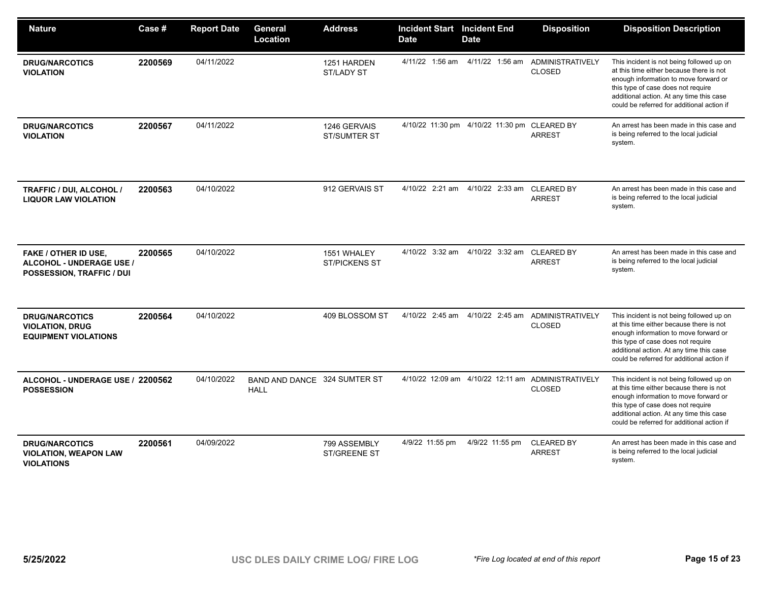| Nature | Case # | Report Date | General Location | Address | Incident Start Date | Incident End Date | Disposition | Disposition Description |
| --- | --- | --- | --- | --- | --- | --- | --- | --- |
| **DRUG/NARCOTICS VIOLATION** | **2200569** | 04/11/2022 | | 1251 HARDEN ST/LADY ST | 4/11/22 1:56 am | 4/11/22 1:56 am | ADMINISTRATIVELY CLOSED | This incident is not being followed up on at this time either because there is not enough information to move forward or this type of case does not require additional action. At any time this case could be referred for additional action if |
| **DRUG/NARCOTICS VIOLATION** | **2200567** | 04/11/2022 | | 1246 GERVAIS ST/SUMTER ST | 4/10/22 11:30 pm | 4/10/22 11:30 pm | CLEARED BY ARREST | An arrest has been made in this case and is being referred to the local judicial system. |
| **TRAFFIC / DUI, ALCOHOL / LIQUOR LAW VIOLATION** | **2200563** | 04/10/2022 | | 912 GERVAIS ST | 4/10/22 2:21 am | 4/10/22 2:33 am | CLEARED BY ARREST | An arrest has been made in this case and is being referred to the local judicial system. |
| **FAKE / OTHER ID USE, ALCOHOL - UNDERAGE USE / POSSESSION, TRAFFIC / DUI** | **2200565** | 04/10/2022 | | 1551 WHALEY ST/PICKENS ST | 4/10/22 3:32 am | 4/10/22 3:32 am | CLEARED BY ARREST | An arrest has been made in this case and is being referred to the local judicial system. |
| **DRUG/NARCOTICS VIOLATION, DRUG EQUIPMENT VIOLATIONS** | **2200564** | 04/10/2022 | | 409 BLOSSOM ST | 4/10/22 2:45 am | 4/10/22 2:45 am | ADMINISTRATIVELY CLOSED | This incident is not being followed up on at this time either because there is not enough information to move forward or this type of case does not require additional action. At any time this case could be referred for additional action if |
| **ALCOHOL - UNDERAGE USE / POSSESSION** | **2200562** | 04/10/2022 | BAND AND DANCE HALL | 324 SUMTER ST | 4/10/22 12:09 am | 4/10/22 12:11 am | ADMINISTRATIVELY CLOSED | This incident is not being followed up on at this time either because there is not enough information to move forward or this type of case does not require additional action. At any time this case could be referred for additional action if |
| **DRUG/NARCOTICS VIOLATION, WEAPON LAW VIOLATIONS** | **2200561** | 04/09/2022 | | 799 ASSEMBLY ST/GREENE ST | 4/9/22 11:55 pm | 4/9/22 11:55 pm | CLEARED BY ARREST | An arrest has been made in this case and is being referred to the local judicial system. |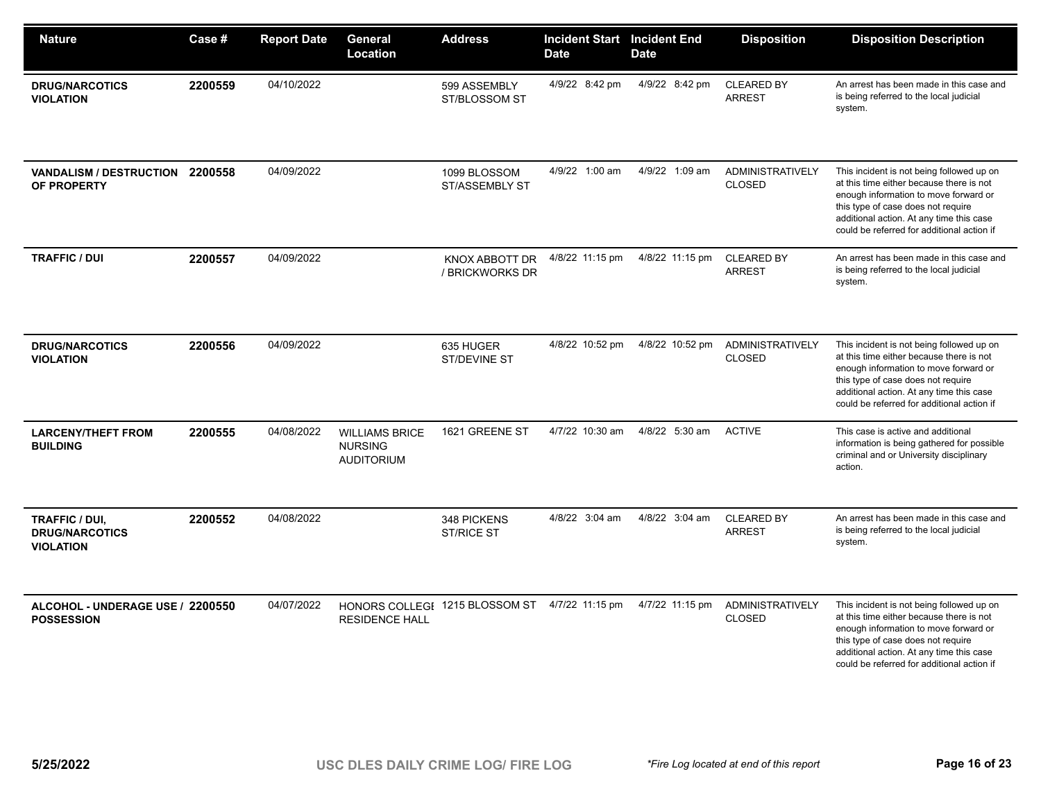| Nature | Case # | Report Date | General Location | Address | Incident Start Date | Incident End Date | Disposition | Disposition Description |
|---|---|---|---|---|---|---|---|---|
| **DRUG/NARCOTICS VIOLATION** | **2200559** | 04/10/2022 | | 599 ASSEMBLY ST/BLOSSOM ST | 4/9/22 8:42 pm | 4/9/22 8:42 pm | CLEARED BY ARREST | An arrest has been made in this case and is being referred to the local judicial system. |
| **VANDALISM / DESTRUCTION OF PROPERTY** | **2200558** | 04/09/2022 | | 1099 BLOSSOM ST/ASSEMBLY ST | 4/9/22 1:00 am | 4/9/22 1:09 am | ADMINISTRATIVELY CLOSED | This incident is not being followed up on at this time either because there is not enough information to move forward or this type of case does not require additional action. At any time this case could be referred for additional action if |
| **TRAFFIC / DUI** | **2200557** | 04/09/2022 | | KNOX ABBOTT DR / BRICKWORKS DR | 4/8/22 11:15 pm | 4/8/22 11:15 pm | CLEARED BY ARREST | An arrest has been made in this case and is being referred to the local judicial system. |
| **DRUG/NARCOTICS VIOLATION** | **2200556** | 04/09/2022 | | 635 HUGER ST/DEVINE ST | 4/8/22 10:52 pm | 4/8/22 10:52 pm | ADMINISTRATIVELY CLOSED | This incident is not being followed up on at this time either because there is not enough information to move forward or this type of case does not require additional action. At any time this case could be referred for additional action if |
| **LARCENY/THEFT FROM BUILDING** | **2200555** | 04/08/2022 | WILLIAMS BRICE NURSING AUDITORIUM | 1621 GREENE ST | 4/7/22 10:30 am | 4/8/22 5:30 am | ACTIVE | This case is active and additional information is being gathered for possible criminal and or University disciplinary action. |
| **TRAFFIC / DUI, DRUG/NARCOTICS VIOLATION** | **2200552** | 04/08/2022 | | 348 PICKENS ST/RICE ST | 4/8/22 3:04 am | 4/8/22 3:04 am | CLEARED BY ARREST | An arrest has been made in this case and is being referred to the local judicial system. |
| **ALCOHOL - UNDERAGE USE / POSSESSION** | **2200550** | 04/07/2022 | HONORS COLLEGE RESIDENCE HALL | 1215 BLOSSOM ST | 4/7/22 11:15 pm | 4/7/22 11:15 pm | ADMINISTRATIVELY CLOSED | This incident is not being followed up on at this time either because there is not enough information to move forward or this type of case does not require additional action. At any time this case could be referred for additional action if |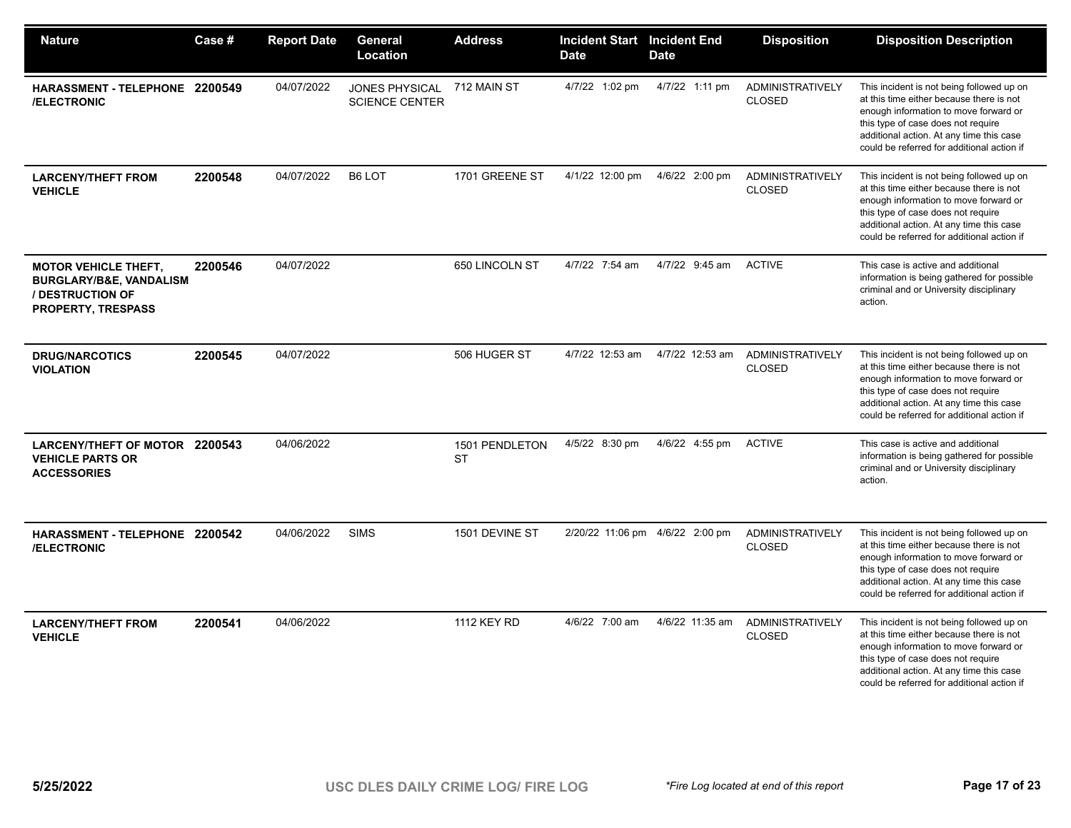| Nature | Case # | Report Date | General Location | Address | Incident Start Date | Incident End Date | Disposition | Disposition Description |
|---|---|---|---|---|---|---|---|---|
| **HARASSMENT - TELEPHONE /ELECTRONIC** | **2200549** | 04/07/2022 | JONES PHYSICAL SCIENCE CENTER | 712 MAIN ST | 4/7/22 1:02 pm | 4/7/22 1:11 pm | ADMINISTRATIVELY CLOSED | This incident is not being followed up on at this time either because there is not enough information to move forward or this type of case does not require additional action. At any time this case could be referred for additional action if |
| **LARCENY/THEFT FROM VEHICLE** | **2200548** | 04/07/2022 | B6 LOT | 1701 GREENE ST | 4/1/22 12:00 pm | 4/6/22 2:00 pm | ADMINISTRATIVELY CLOSED | This incident is not being followed up on at this time either because there is not enough information to move forward or this type of case does not require additional action. At any time this case could be referred for additional action if |
| **MOTOR VEHICLE THEFT, BURGLARY/B&E, VANDALISM / DESTRUCTION OF PROPERTY, TRESPASS** | **2200546** | 04/07/2022 | | 650 LINCOLN ST | 4/7/22 7:54 am | 4/7/22 9:45 am | ACTIVE | This case is active and additional information is being gathered for possible criminal and or University disciplinary action. |
| **DRUG/NARCOTICS VIOLATION** | **2200545** | 04/07/2022 | | 506 HUGER ST | 4/7/22 12:53 am | 4/7/22 12:53 am | ADMINISTRATIVELY CLOSED | This incident is not being followed up on at this time either because there is not enough information to move forward or this type of case does not require additional action. At any time this case could be referred for additional action if |
| **LARCENY/THEFT OF MOTOR VEHICLE PARTS OR ACCESSORIES** | **2200543** | 04/06/2022 | | 1501 PENDLETON ST | 4/5/22 8:30 pm | 4/6/22 4:55 pm | ACTIVE | This case is active and additional information is being gathered for possible criminal and or University disciplinary action. |
| **HARASSMENT - TELEPHONE /ELECTRONIC** | **2200542** | 04/06/2022 | SIMS | 1501 DEVINE ST | 2/20/22 11:06 pm | 4/6/22 2:00 pm | ADMINISTRATIVELY CLOSED | This incident is not being followed up on at this time either because there is not enough information to move forward or this type of case does not require additional action. At any time this case could be referred for additional action if |
| **LARCENY/THEFT FROM VEHICLE** | **2200541** | 04/06/2022 | | 1112 KEY RD | 4/6/22 7:00 am | 4/6/22 11:35 am | ADMINISTRATIVELY CLOSED | This incident is not being followed up on at this time either because there is not enough information to move forward or this type of case does not require additional action. At any time this case could be referred for additional action if |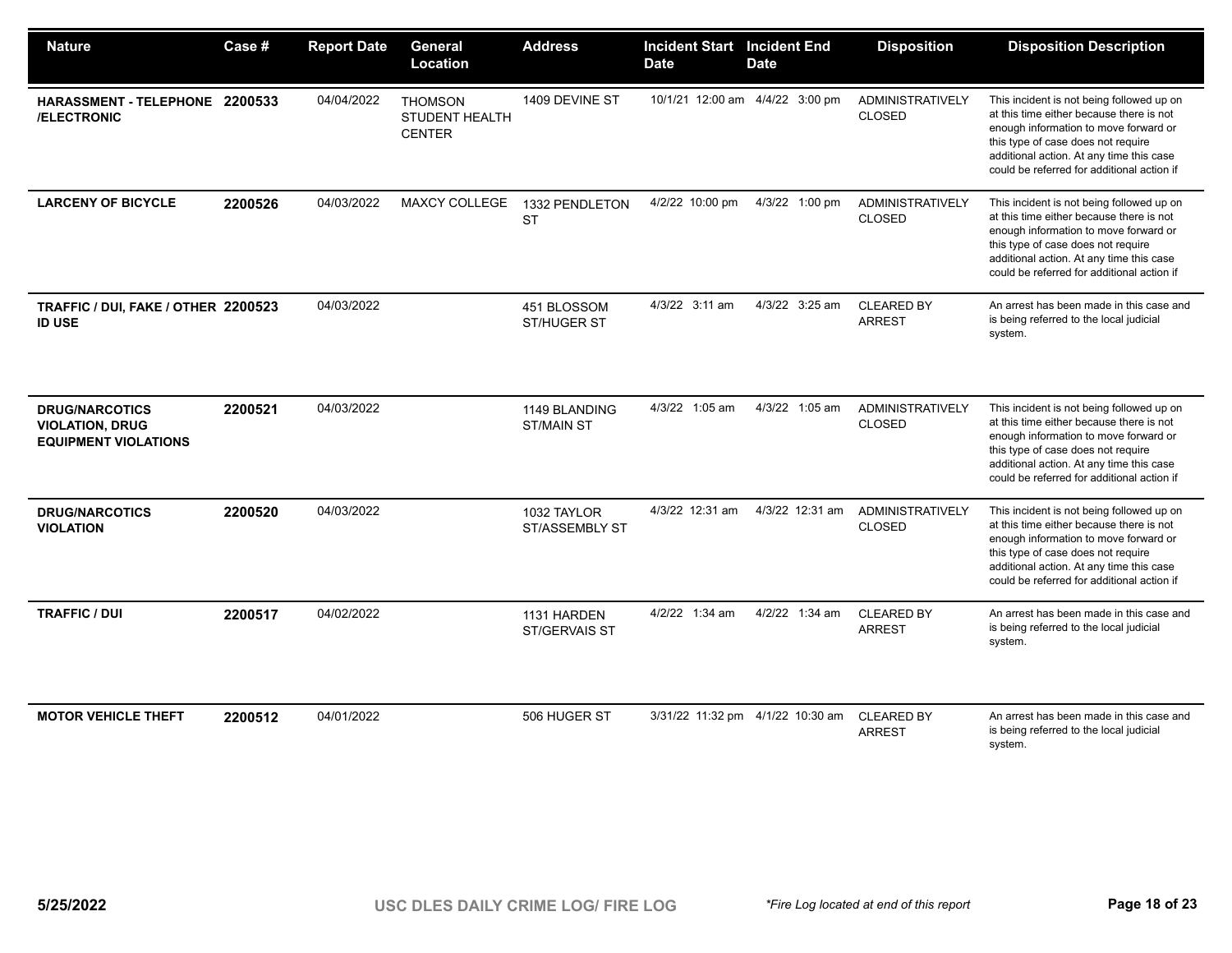| Nature | Case # | Report Date | General Location | Address | Incident Start Date | Incident End Date | Disposition | Disposition Description |
|---|---|---|---|---|---|---|---|---|
| **HARASSMENT - TELEPHONE /ELECTRONIC** | **2200533** | 04/04/2022 | THOMSON STUDENT HEALTH CENTER | 1409 DEVINE ST | 10/1/21 12:00 am | 4/4/22 3:00 pm | ADMINISTRATIVELY CLOSED | This incident is not being followed up on at this time either because there is not enough information to move forward or this type of case does not require additional action. At any time this case could be referred for additional action if |
| **LARCENY OF BICYCLE** | **2200526** | 04/03/2022 | MAXCY COLLEGE | 1332 PENDLETON ST | 4/2/22 10:00 pm | 4/3/22 1:00 pm | ADMINISTRATIVELY CLOSED | This incident is not being followed up on at this time either because there is not enough information to move forward or this type of case does not require additional action. At any time this case could be referred for additional action if |
| **TRAFFIC / DUI, FAKE / OTHER ID USE** | **2200523** | 04/03/2022 | | 451 BLOSSOM ST/HUGER ST | 4/3/22 3:11 am | 4/3/22 3:25 am | CLEARED BY ARREST | An arrest has been made in this case and is being referred to the local judicial system. |
| **DRUG/NARCOTICS VIOLATION, DRUG EQUIPMENT VIOLATIONS** | **2200521** | 04/03/2022 | | 1149 BLANDING ST/MAIN ST | 4/3/22 1:05 am | 4/3/22 1:05 am | ADMINISTRATIVELY CLOSED | This incident is not being followed up on at this time either because there is not enough information to move forward or this type of case does not require additional action. At any time this case could be referred for additional action if |
| **DRUG/NARCOTICS VIOLATION** | **2200520** | 04/03/2022 | | 1032 TAYLOR ST/ASSEMBLY ST | 4/3/22 12:31 am | 4/3/22 12:31 am | ADMINISTRATIVELY CLOSED | This incident is not being followed up on at this time either because there is not enough information to move forward or this type of case does not require additional action. At any time this case could be referred for additional action if |
| **TRAFFIC / DUI** | **2200517** | 04/02/2022 | | 1131 HARDEN ST/GERVAIS ST | 4/2/22 1:34 am | 4/2/22 1:34 am | CLEARED BY ARREST | An arrest has been made in this case and is being referred to the local judicial system. |
| **MOTOR VEHICLE THEFT** | **2200512** | 04/01/2022 | | 506 HUGER ST | 3/31/22 11:32 pm | 4/1/22 10:30 am | CLEARED BY ARREST | An arrest has been made in this case and is being referred to the local judicial system. |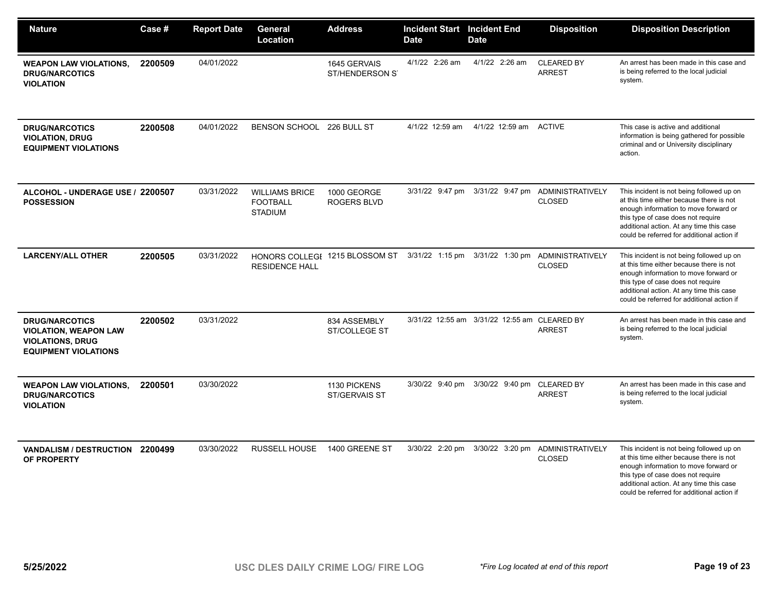| Nature | Case # | Report Date | General Location | Address | Incident Start Date | Incident End Date | Disposition | Disposition Description |
|---|---|---|---|---|---|---|---|---|
| **WEAPON LAW VIOLATIONS, DRUG/NARCOTICS VIOLATION** | **2200509** | 04/01/2022 | | 1645 GERVAIS ST/HENDERSON ST | 4/1/22 2:26 am | 4/1/22 2:26 am | CLEARED BY ARREST | An arrest has been made in this case and is being referred to the local judicial system. |
| **DRUG/NARCOTICS VIOLATION, DRUG EQUIPMENT VIOLATIONS** | **2200508** | 04/01/2022 | BENSON SCHOOL | 226 BULL ST | 4/1/22 12:59 am | 4/1/22 12:59 am | ACTIVE | This case is active and additional information is being gathered for possible criminal and or University disciplinary action. |
| **ALCOHOL - UNDERAGE USE / POSSESSION** | **2200507** | 03/31/2022 | WILLIAMS BRICE FOOTBALL STADIUM | 1000 GEORGE ROGERS BLVD | 3/31/22 9:47 pm | 3/31/22 9:47 pm | ADMINISTRATIVELY CLOSED | This incident is not being followed up on at this time either because there is not enough information to move forward or this type of case does not require additional action. At any time this case could be referred for additional action if |
| **LARCENY/ALL OTHER** | **2200505** | 03/31/2022 | HONORS COLLEGE RESIDENCE HALL | 1215 BLOSSOM ST | 3/31/22 1:15 pm | 3/31/22 1:30 pm | ADMINISTRATIVELY CLOSED | This incident is not being followed up on at this time either because there is not enough information to move forward or this type of case does not require additional action. At any time this case could be referred for additional action if |
| **DRUG/NARCOTICS VIOLATION, WEAPON LAW VIOLATIONS, DRUG EQUIPMENT VIOLATIONS** | **2200502** | 03/31/2022 | | 834 ASSEMBLY ST/COLLEGE ST | 3/31/22 12:55 am | 3/31/22 12:55 am | CLEARED BY ARREST | An arrest has been made in this case and is being referred to the local judicial system. |
| **WEAPON LAW VIOLATIONS, DRUG/NARCOTICS VIOLATION** | **2200501** | 03/30/2022 | | 1130 PICKENS ST/GERVAIS ST | 3/30/22 9:40 pm | 3/30/22 9:40 pm | CLEARED BY ARREST | An arrest has been made in this case and is being referred to the local judicial system. |
| **VANDALISM / DESTRUCTION OF PROPERTY** | **2200499** | 03/30/2022 | RUSSELL HOUSE | 1400 GREENE ST | 3/30/22 2:20 pm | 3/30/22 3:20 pm | ADMINISTRATIVELY CLOSED | This incident is not being followed up on at this time either because there is not enough information to move forward or this type of case does not require additional action. At any time this case could be referred for additional action if |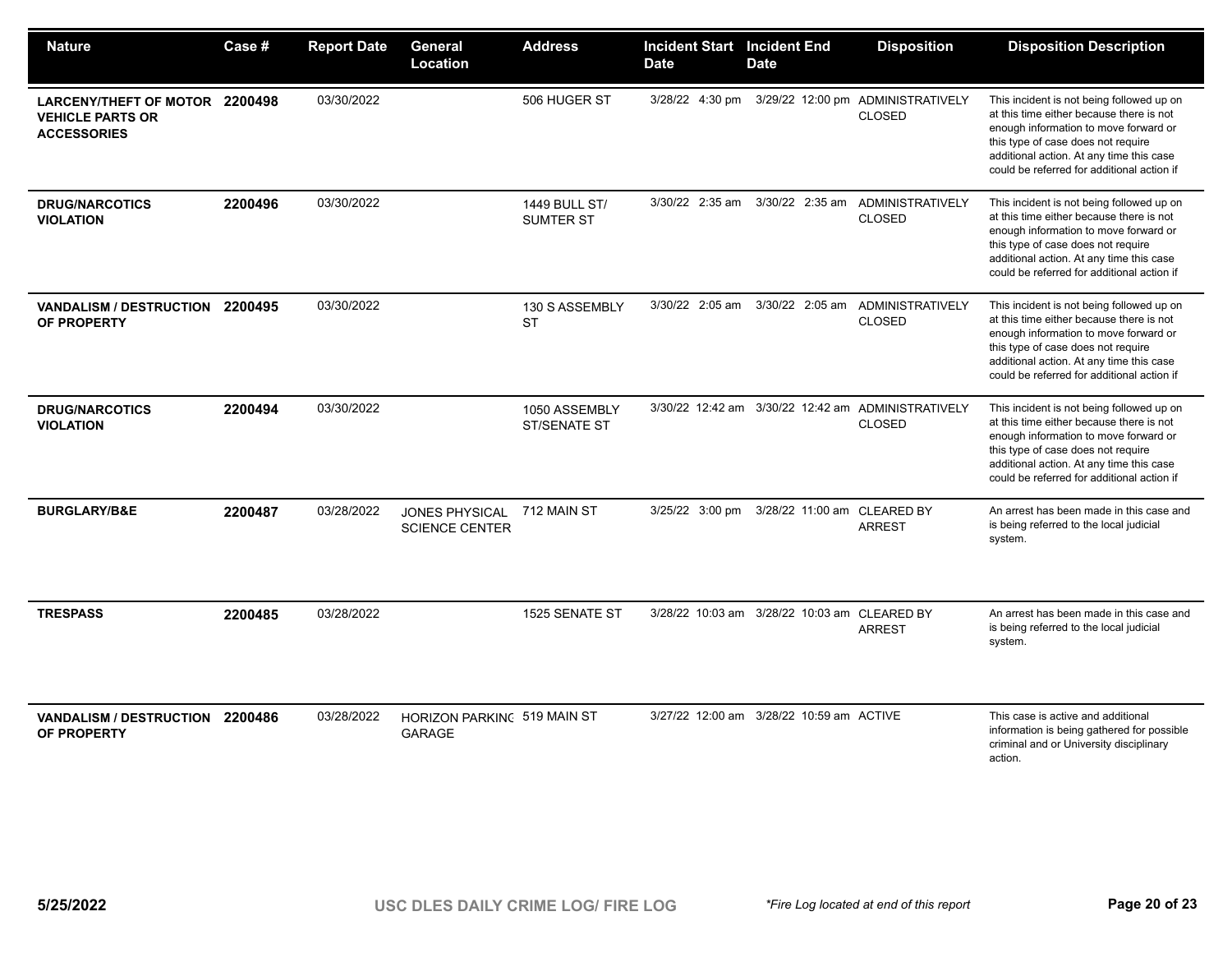| Nature | Case # | Report Date | General Location | Address | Incident Start Date | Incident End Date | Disposition | Disposition Description |
|---|---|---|---|---|---|---|---|---|
| **LARCENY/THEFT OF MOTOR VEHICLE PARTS OR ACCESSORIES** | **2200498** | 03/30/2022 | | 506 HUGER ST | 3/28/22 4:30 pm | 3/29/22 12:00 pm | ADMINISTRATIVELY CLOSED | This incident is not being followed up on at this time either because there is not enough information to move forward or this type of case does not require additional action. At any time this case could be referred for additional action if |
| **DRUG/NARCOTICS VIOLATION** | **2200496** | 03/30/2022 | | 1449 BULL ST/ SUMTER ST | 3/30/22 2:35 am | 3/30/22 2:35 am | ADMINISTRATIVELY CLOSED | This incident is not being followed up on at this time either because there is not enough information to move forward or this type of case does not require additional action. At any time this case could be referred for additional action if |
| **VANDALISM / DESTRUCTION OF PROPERTY** | **2200495** | 03/30/2022 | | 130 S ASSEMBLY ST | 3/30/22 2:05 am | 3/30/22 2:05 am | ADMINISTRATIVELY CLOSED | This incident is not being followed up on at this time either because there is not enough information to move forward or this type of case does not require additional action. At any time this case could be referred for additional action if |
| **DRUG/NARCOTICS VIOLATION** | **2200494** | 03/30/2022 | | 1050 ASSEMBLY ST/SENATE ST | 3/30/22 12:42 am | 3/30/22 12:42 am | ADMINISTRATIVELY CLOSED | This incident is not being followed up on at this time either because there is not enough information to move forward or this type of case does not require additional action. At any time this case could be referred for additional action if |
| **BURGLARY/B&E** | **2200487** | 03/28/2022 | JONES PHYSICAL SCIENCE CENTER | 712 MAIN ST | 3/25/22 3:00 pm | 3/28/22 11:00 am | CLEARED BY ARREST | An arrest has been made in this case and is being referred to the local judicial system. |
| **TRESPASS** | **2200485** | 03/28/2022 | | 1525 SENATE ST | 3/28/22 10:03 am | 3/28/22 10:03 am | CLEARED BY ARREST | An arrest has been made in this case and is being referred to the local judicial system. |
| **VANDALISM / DESTRUCTION OF PROPERTY** | **2200486** | 03/28/2022 | HORIZON PARKING GARAGE | 519 MAIN ST | 3/27/22 12:00 am | 3/28/22 10:59 am | ACTIVE | This case is active and additional information is being gathered for possible criminal and or University disciplinary action. |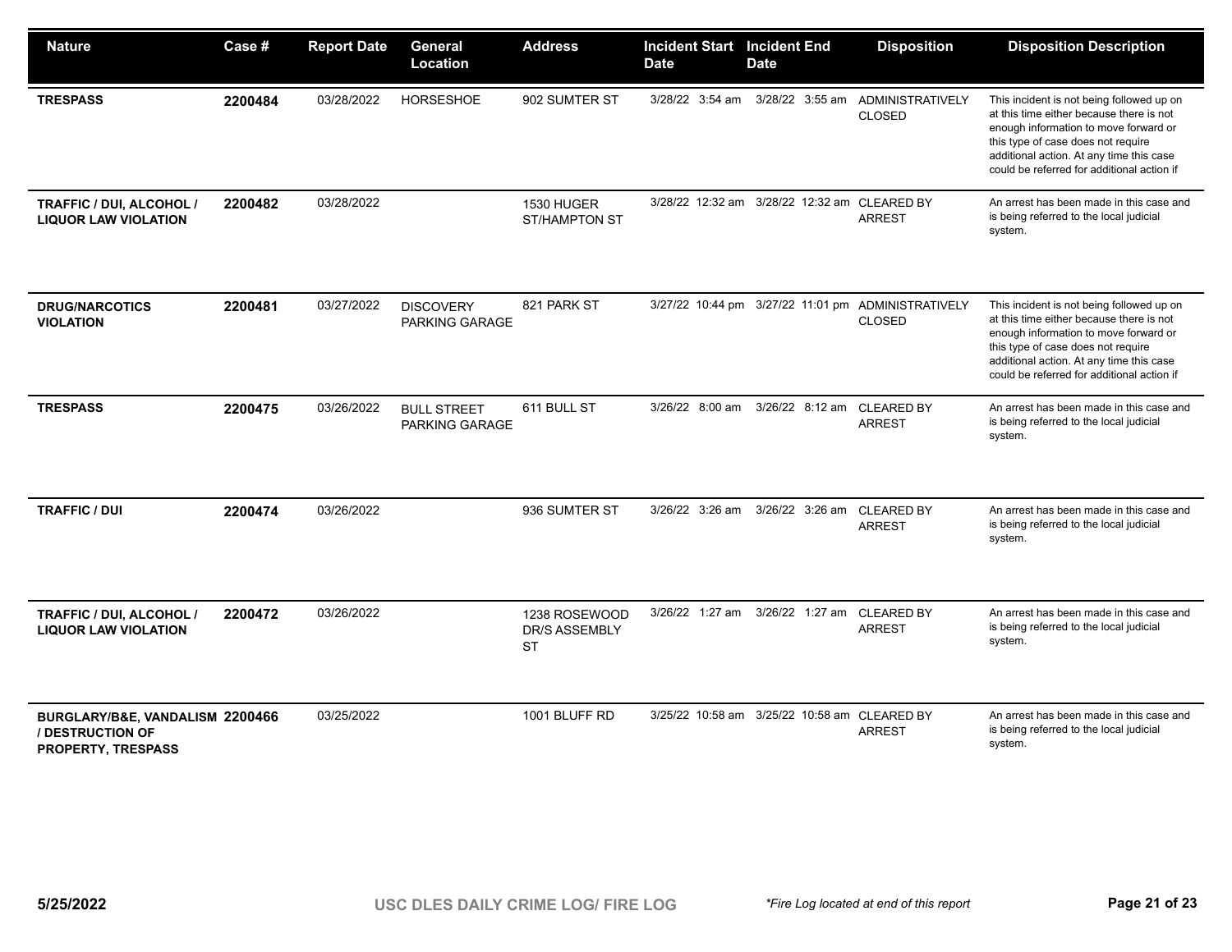| Nature | Case # | Report Date | General Location | Address | Incident Start Date | Incident End Date | Disposition | Disposition Description |
|---|---|---|---|---|---|---|---|---|
| **TRESPASS** | **2200484** | 03/28/2022 | HORSESHOE | 902 SUMTER ST | 3/28/22 3:54 am | 3/28/22 3:55 am | ADMINISTRATIVELY CLOSED | This incident is not being followed up on at this time either because there is not enough information to move forward or this type of case does not require additional action. At any time this case could be referred for additional action if |
| **TRAFFIC / DUI, ALCOHOL / LIQUOR LAW VIOLATION** | **2200482** | 03/28/2022 | | 1530 HUGER ST/HAMPTON ST | 3/28/22 12:32 am | 3/28/22 12:32 am | CLEARED BY ARREST | An arrest has been made in this case and is being referred to the local judicial system. |
| **DRUG/NARCOTICS VIOLATION** | **2200481** | 03/27/2022 | DISCOVERY PARKING GARAGE | 821 PARK ST | 3/27/22 10:44 pm | 3/27/22 11:01 pm | ADMINISTRATIVELY CLOSED | This incident is not being followed up on at this time either because there is not enough information to move forward or this type of case does not require additional action. At any time this case could be referred for additional action if |
| **TRESPASS** | **2200475** | 03/26/2022 | BULL STREET PARKING GARAGE | 611 BULL ST | 3/26/22 8:00 am | 3/26/22 8:12 am | CLEARED BY ARREST | An arrest has been made in this case and is being referred to the local judicial system. |
| **TRAFFIC / DUI** | **2200474** | 03/26/2022 | | 936 SUMTER ST | 3/26/22 3:26 am | 3/26/22 3:26 am | CLEARED BY ARREST | An arrest has been made in this case and is being referred to the local judicial system. |
| **TRAFFIC / DUI, ALCOHOL / LIQUOR LAW VIOLATION** | **2200472** | 03/26/2022 | | 1238 ROSEWOOD DR/S ASSEMBLY ST | 3/26/22 1:27 am | 3/26/22 1:27 am | CLEARED BY ARREST | An arrest has been made in this case and is being referred to the local judicial system. |
| **BURGLARY/B&E, VANDALISM / DESTRUCTION OF PROPERTY, TRESPASS** | **2200466** | 03/25/2022 | | 1001 BLUFF RD | 3/25/22 10:58 am | 3/25/22 10:58 am | CLEARED BY ARREST | An arrest has been made in this case and is being referred to the local judicial system. |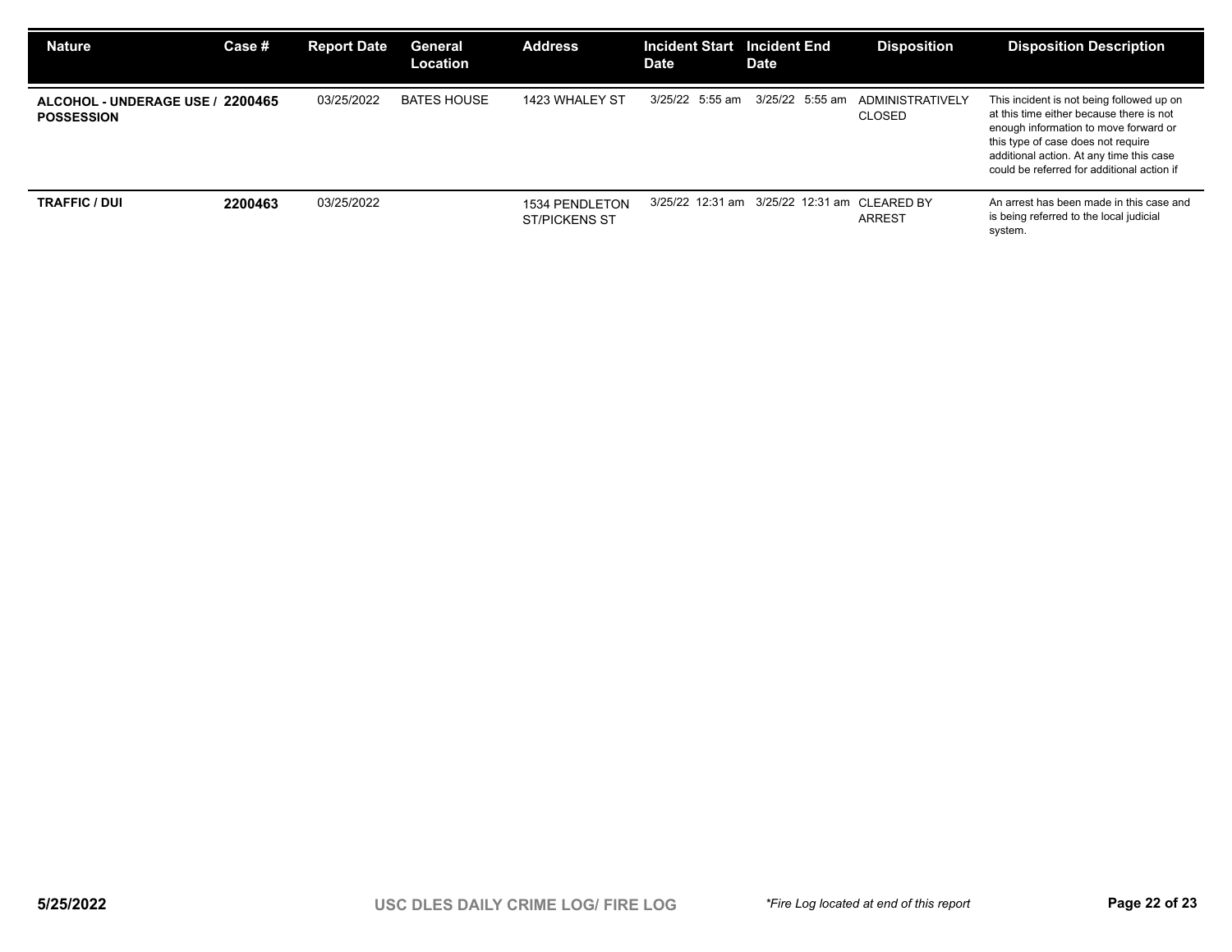| Nature | Case # | Report Date | General Location | Address | Incident Start Date | Incident End Date | Disposition | Disposition Description |
|---|---|---|---|---|---|---|---|---|
| **ALCOHOL - UNDERAGE USE / POSSESSION** | **2200465** | 03/25/2022 | BATES HOUSE | 1423 WHALEY ST | 3/25/22 5:55 am | 3/25/22 5:55 am | ADMINISTRATIVELY CLOSED | This incident is not being followed up on at this time either because there is not enough information to move forward or this type of case does not require additional action. At any time this case could be referred for additional action if |
| **TRAFFIC / DUI** | **2200463** | 03/25/2022 | | 1534 PENDLETON ST/PICKENS ST | 3/25/22 12:31 am | 3/25/22 12:31 am | CLEARED BY ARREST | An arrest has been made in this case and is being referred to the local judicial system. |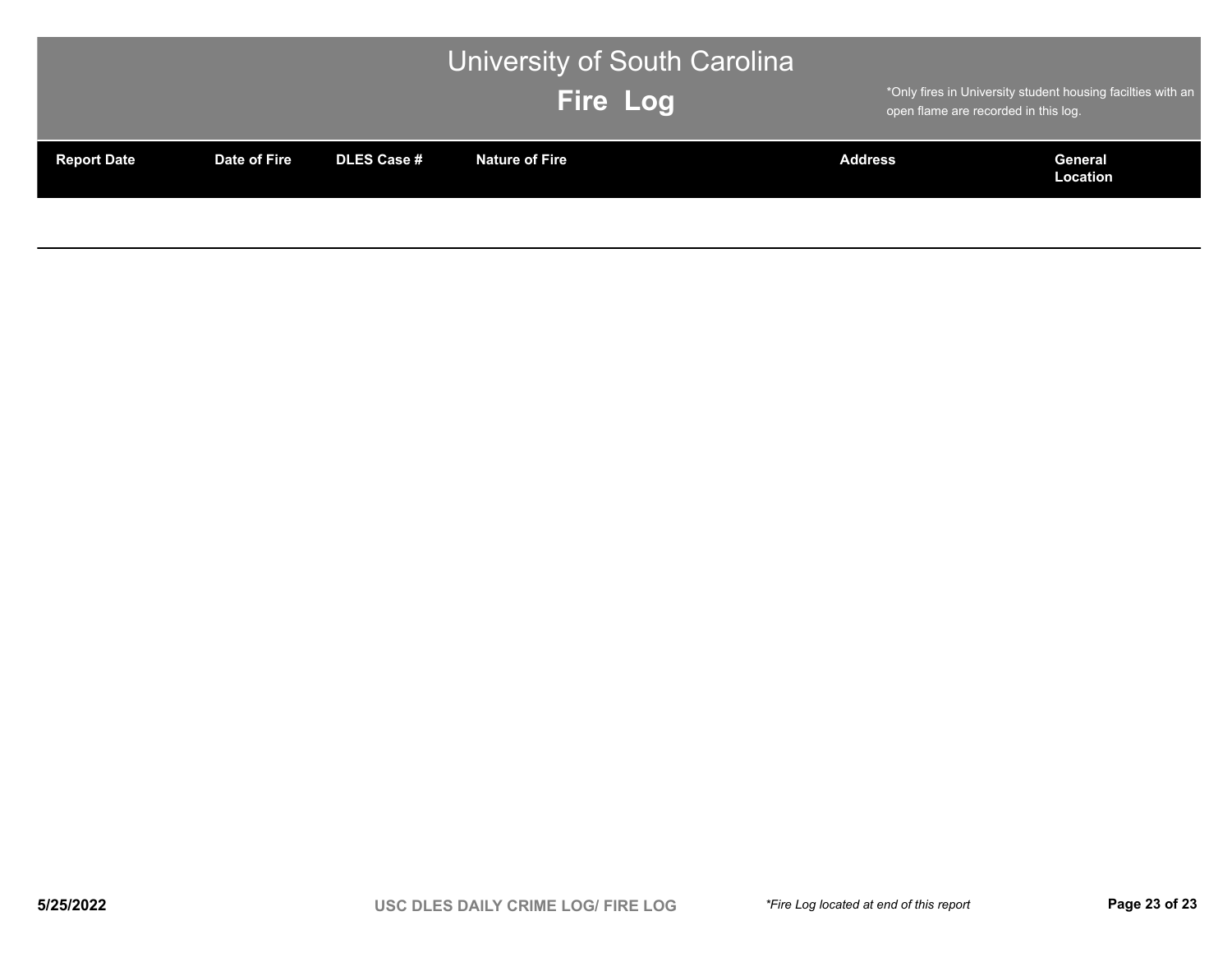# University of South Carolina

## Fire Log

*Only fires in University student housing facilties with an open flame are recorded in this log.

| Report Date | Date of Fire | DLES Case # | Nature of Fire | Address | General Location |
|---|---|---|---|---|---|